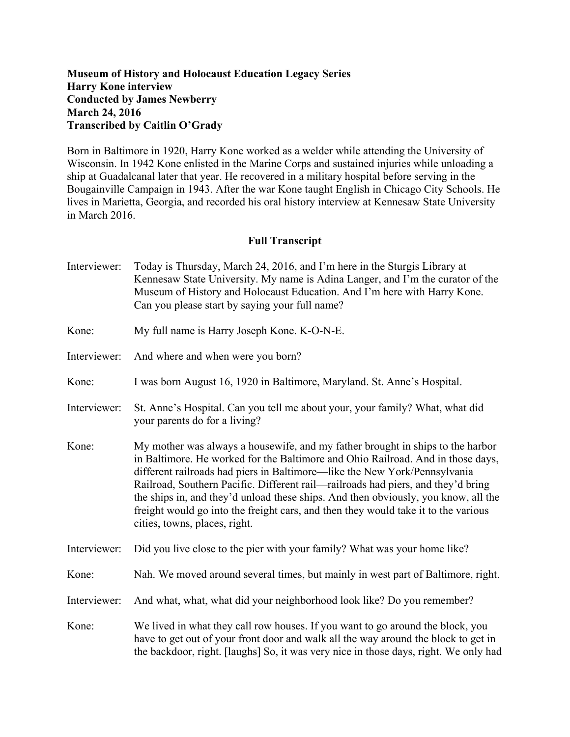**Museum of History and Holocaust Education Legacy Series**
**Harry Kone interview**
**Conducted by James Newberry**
**March 24, 2016**
**Transcribed by Caitlin O'Grady**

Born in Baltimore in 1920, Harry Kone worked as a welder while attending the University of Wisconsin. In 1942 Kone enlisted in the Marine Corps and sustained injuries while unloading a ship at Guadalcanal later that year. He recovered in a military hospital before serving in the Bougainville Campaign in 1943. After the war Kone taught English in Chicago City Schools. He lives in Marietta, Georgia, and recorded his oral history interview at Kennesaw State University in March 2016.

## Full Transcript

Interviewer: Today is Thursday, March 24, 2016, and I'm here in the Sturgis Library at Kennesaw State University. My name is Adina Langer, and I'm the curator of the Museum of History and Holocaust Education. And I'm here with Harry Kone. Can you please start by saying your full name?

Kone: My full name is Harry Joseph Kone. K-O-N-E.

Interviewer: And where and when were you born?

Kone: I was born August 16, 1920 in Baltimore, Maryland. St. Anne's Hospital.

Interviewer: St. Anne's Hospital. Can you tell me about your, your family? What, what did your parents do for a living?

Kone: My mother was always a housewife, and my father brought in ships to the harbor in Baltimore. He worked for the Baltimore and Ohio Railroad. And in those days, different railroads had piers in Baltimore—like the New York/Pennsylvania Railroad, Southern Pacific. Different rail—railroads had piers, and they'd bring the ships in, and they'd unload these ships. And then obviously, you know, all the freight would go into the freight cars, and then they would take it to the various cities, towns, places, right.

Interviewer: Did you live close to the pier with your family? What was your home like?

Kone: Nah. We moved around several times, but mainly in west part of Baltimore, right.

Interviewer: And what, what, what did your neighborhood look like? Do you remember?

Kone: We lived in what they call row houses. If you want to go around the block, you have to get out of your front door and walk all the way around the block to get in the backdoor, right. [laughs] So, it was very nice in those days, right. We only had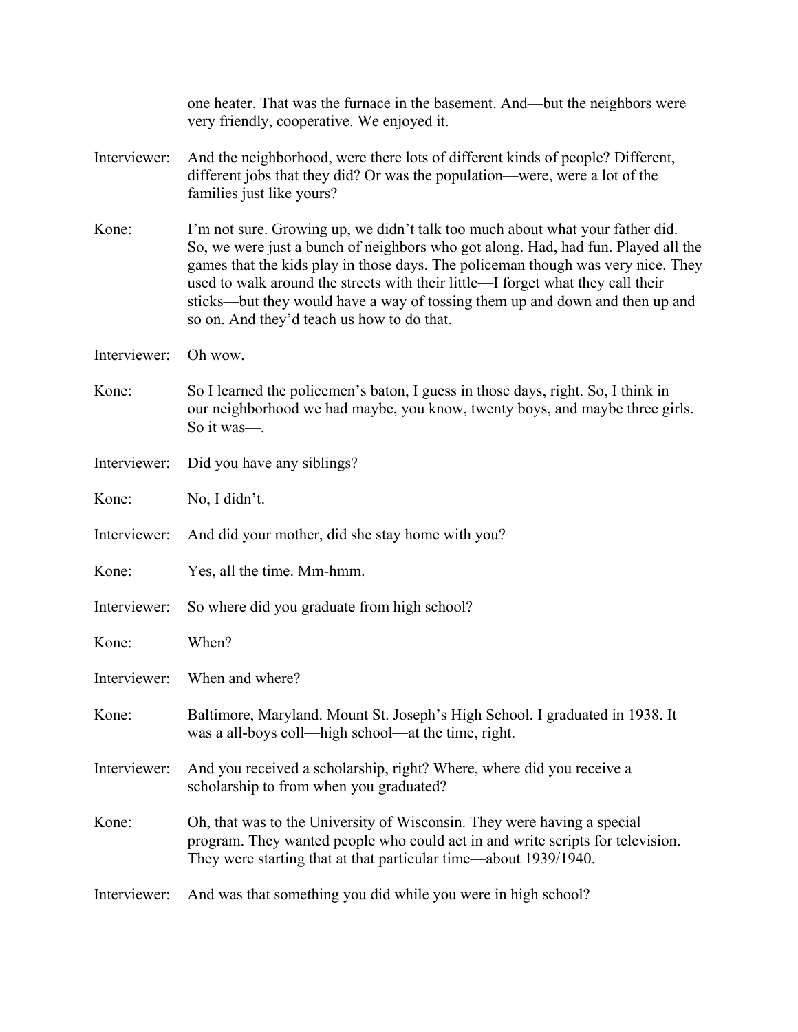one heater. That was the furnace in the basement. And—but the neighbors were very friendly, cooperative. We enjoyed it.

Interviewer: And the neighborhood, were there lots of different kinds of people? Different, different jobs that they did? Or was the population—were, were a lot of the families just like yours?

Kone: I'm not sure. Growing up, we didn't talk too much about what your father did. So, we were just a bunch of neighbors who got along. Had, had fun. Played all the games that the kids play in those days. The policeman though was very nice. They used to walk around the streets with their little—I forget what they call their sticks—but they would have a way of tossing them up and down and then up and so on. And they'd teach us how to do that.

Interviewer: Oh wow.

Kone: So I learned the policemen's baton, I guess in those days, right. So, I think in our neighborhood we had maybe, you know, twenty boys, and maybe three girls. So it was—.

Interviewer: Did you have any siblings?

Kone: No, I didn't.

Interviewer: And did your mother, did she stay home with you?

Kone: Yes, all the time. Mm-hmm.

Interviewer: So where did you graduate from high school?

Kone: When?

Interviewer: When and where?

Kone: Baltimore, Maryland. Mount St. Joseph's High School. I graduated in 1938. It was a all-boys coll—high school—at the time, right.

Interviewer: And you received a scholarship, right? Where, where did you receive a scholarship to from when you graduated?

Kone: Oh, that was to the University of Wisconsin. They were having a special program. They wanted people who could act in and write scripts for television. They were starting that at that particular time—about 1939/1940.

Interviewer: And was that something you did while you were in high school?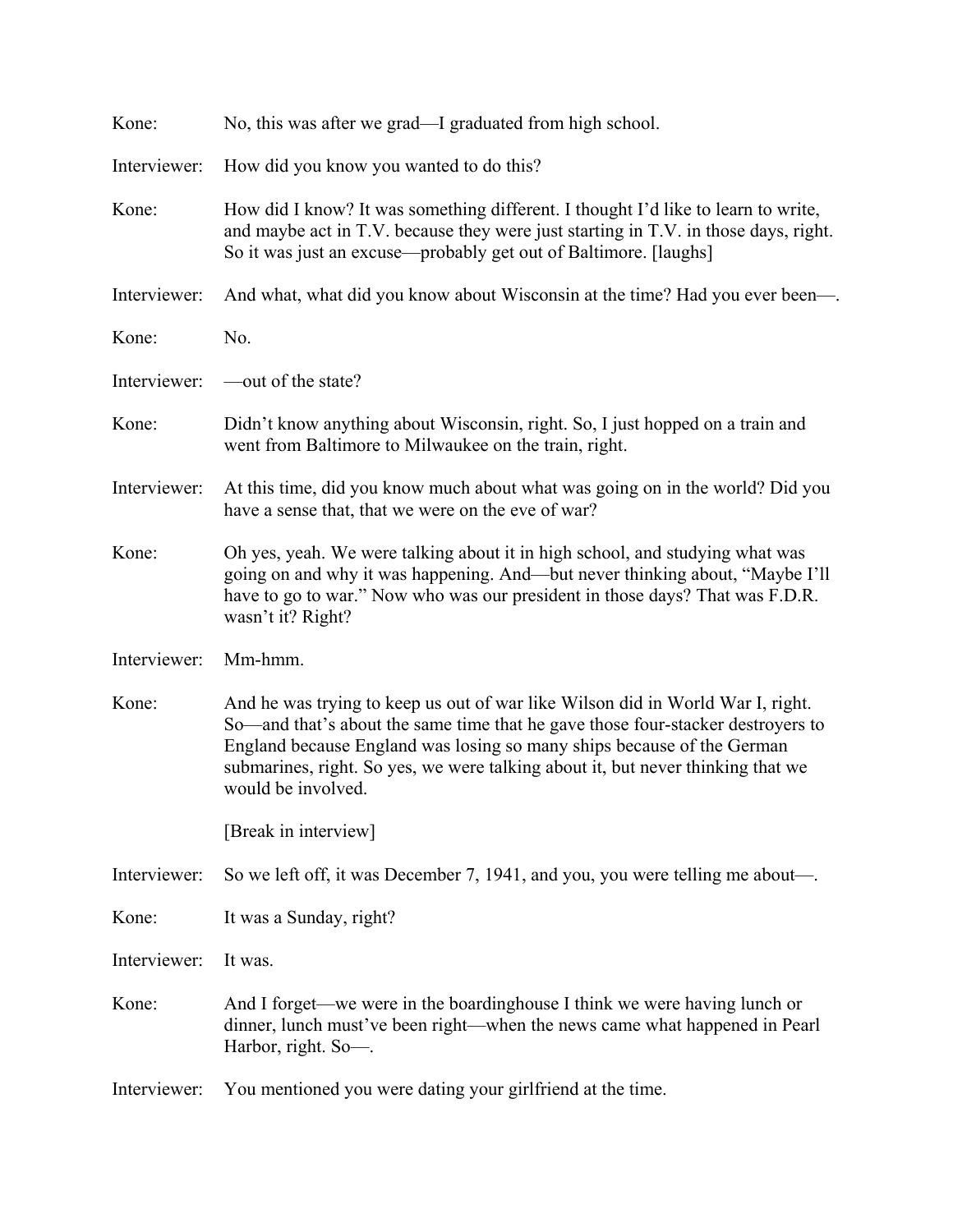Kone: No, this was after we grad—I graduated from high school.

Interviewer: How did you know you wanted to do this?

Kone: How did I know? It was something different. I thought I'd like to learn to write, and maybe act in T.V. because they were just starting in T.V. in those days, right. So it was just an excuse—probably get out of Baltimore. [laughs]

Interviewer: And what, what did you know about Wisconsin at the time? Had you ever been—.

Kone: No.

Interviewer: —out of the state?

Kone: Didn't know anything about Wisconsin, right. So, I just hopped on a train and went from Baltimore to Milwaukee on the train, right.

Interviewer: At this time, did you know much about what was going on in the world? Did you have a sense that, that we were on the eve of war?

Kone: Oh yes, yeah. We were talking about it in high school, and studying what was going on and why it was happening. And—but never thinking about, "Maybe I'll have to go to war." Now who was our president in those days? That was F.D.R. wasn't it? Right?

Interviewer: Mm-hmm.

Kone: And he was trying to keep us out of war like Wilson did in World War I, right. So—and that's about the same time that he gave those four-stacker destroyers to England because England was losing so many ships because of the German submarines, right. So yes, we were talking about it, but never thinking that we would be involved.

[Break in interview]

Interviewer: So we left off, it was December 7, 1941, and you, you were telling me about—.

Kone: It was a Sunday, right?

Interviewer: It was.

Kone: And I forget—we were in the boardinghouse I think we were having lunch or dinner, lunch must've been right—when the news came what happened in Pearl Harbor, right. So—.

Interviewer: You mentioned you were dating your girlfriend at the time.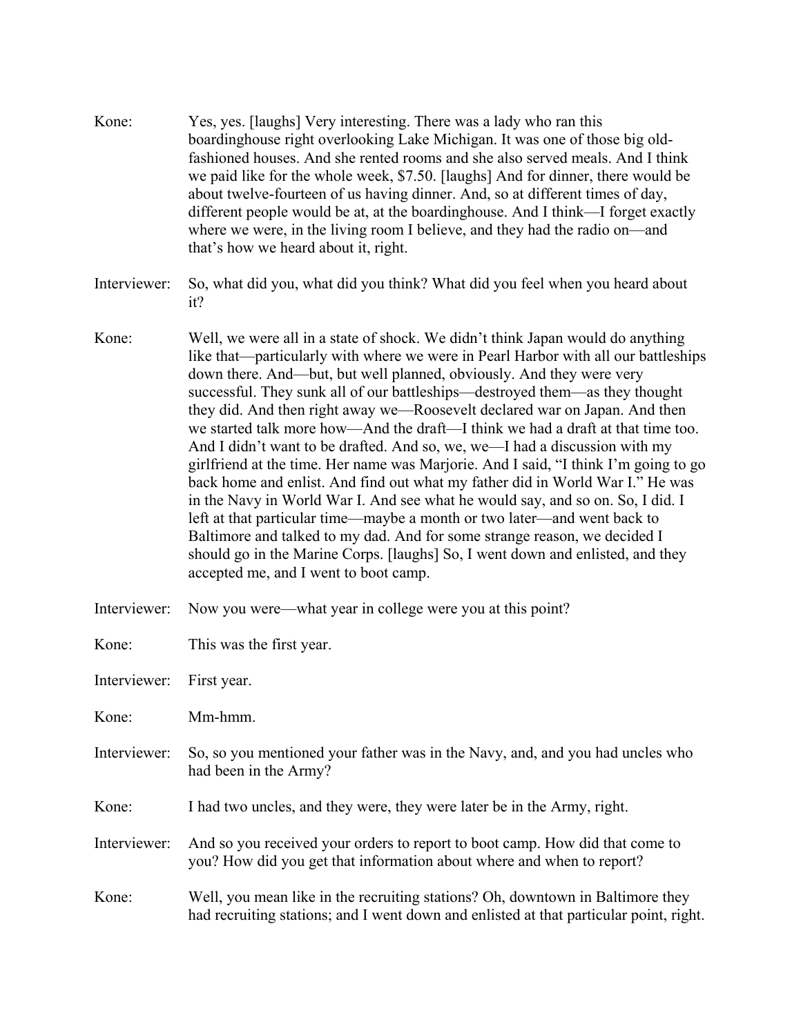Kone: Yes, yes. [laughs] Very interesting. There was a lady who ran this boardinghouse right overlooking Lake Michigan. It was one of those big old-fashioned houses. And she rented rooms and she also served meals. And I think we paid like for the whole week, $7.50. [laughs] And for dinner, there would be about twelve-fourteen of us having dinner. And, so at different times of day, different people would be at, at the boardinghouse. And I think—I forget exactly where we were, in the living room I believe, and they had the radio on—and that's how we heard about it, right.

Interviewer: So, what did you, what did you think? What did you feel when you heard about it?

Kone: Well, we were all in a state of shock. We didn't think Japan would do anything like that—particularly with where we were in Pearl Harbor with all our battleships down there. And—but, but well planned, obviously. And they were very successful. They sunk all of our battleships—destroyed them—as they thought they did. And then right away we—Roosevelt declared war on Japan. And then we started talk more how—And the draft—I think we had a draft at that time too. And I didn't want to be drafted. And so, we, we—I had a discussion with my girlfriend at the time. Her name was Marjorie. And I said, "I think I'm going to go back home and enlist. And find out what my father did in World War I." He was in the Navy in World War I. And see what he would say, and so on. So, I did. I left at that particular time—maybe a month or two later—and went back to Baltimore and talked to my dad. And for some strange reason, we decided I should go in the Marine Corps. [laughs] So, I went down and enlisted, and they accepted me, and I went to boot camp.

Interviewer: Now you were—what year in college were you at this point?

Kone: This was the first year.

Interviewer: First year.

Kone: Mm-hmm.

Interviewer: So, so you mentioned your father was in the Navy, and, and you had uncles who had been in the Army?

Kone: I had two uncles, and they were, they were later be in the Army, right.

Interviewer: And so you received your orders to report to boot camp. How did that come to you? How did you get that information about where and when to report?

Kone: Well, you mean like in the recruiting stations? Oh, downtown in Baltimore they had recruiting stations; and I went down and enlisted at that particular point, right.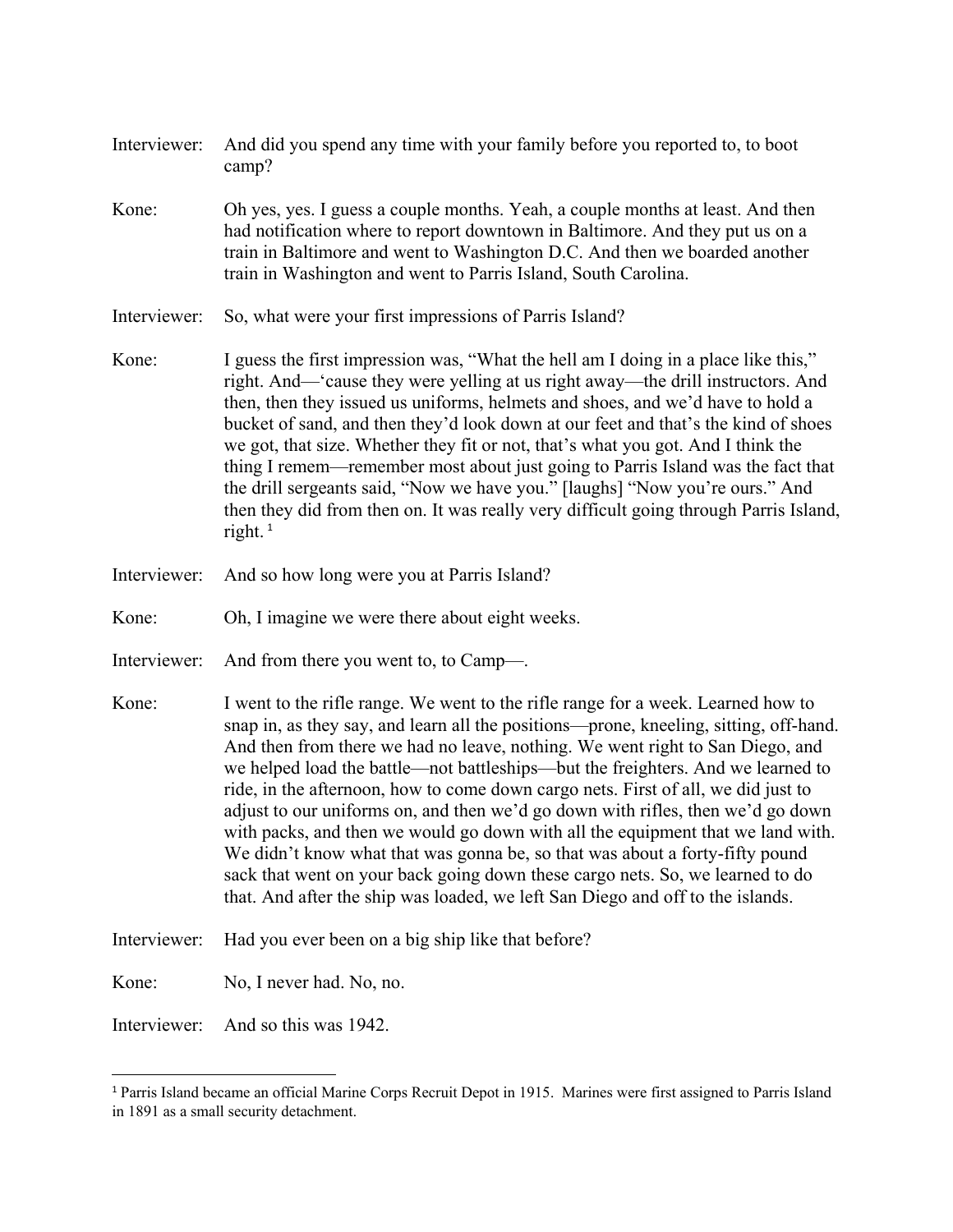Interviewer: And did you spend any time with your family before you reported to, to boot camp?

Kone: Oh yes, yes. I guess a couple months. Yeah, a couple months at least. And then had notification where to report downtown in Baltimore. And they put us on a train in Baltimore and went to Washington D.C. And then we boarded another train in Washington and went to Parris Island, South Carolina.

Interviewer: So, what were your first impressions of Parris Island?

Kone: I guess the first impression was, "What the hell am I doing in a place like this," right. And—'cause they were yelling at us right away—the drill instructors. And then, then they issued us uniforms, helmets and shoes, and we'd have to hold a bucket of sand, and then they'd look down at our feet and that's the kind of shoes we got, that size. Whether they fit or not, that's what you got. And I think the thing I remem—remember most about just going to Parris Island was the fact that the drill sergeants said, "Now we have you." [laughs] "Now you're ours." And then they did from then on. It was really very difficult going through Parris Island, right. [1]

Interviewer: And so how long were you at Parris Island?

Kone: Oh, I imagine we were there about eight weeks.

Interviewer: And from there you went to, to Camp—.

Kone: I went to the rifle range. We went to the rifle range for a week. Learned how to snap in, as they say, and learn all the positions—prone, kneeling, sitting, off-hand. And then from there we had no leave, nothing. We went right to San Diego, and we helped load the battle—not battleships—but the freighters. And we learned to ride, in the afternoon, how to come down cargo nets. First of all, we did just to adjust to our uniforms on, and then we'd go down with rifles, then we'd go down with packs, and then we would go down with all the equipment that we land with. We didn't know what that was gonna be, so that was about a forty-fifty pound sack that went on your back going down these cargo nets. So, we learned to do that. And after the ship was loaded, we left San Diego and off to the islands.

Interviewer: Had you ever been on a big ship like that before?

Kone: No, I never had. No, no.

Interviewer: And so this was 1942.

---

[1] Parris Island became an official Marine Corps Recruit Depot in 1915. Marines were first assigned to Parris Island in 1891 as a small security detachment.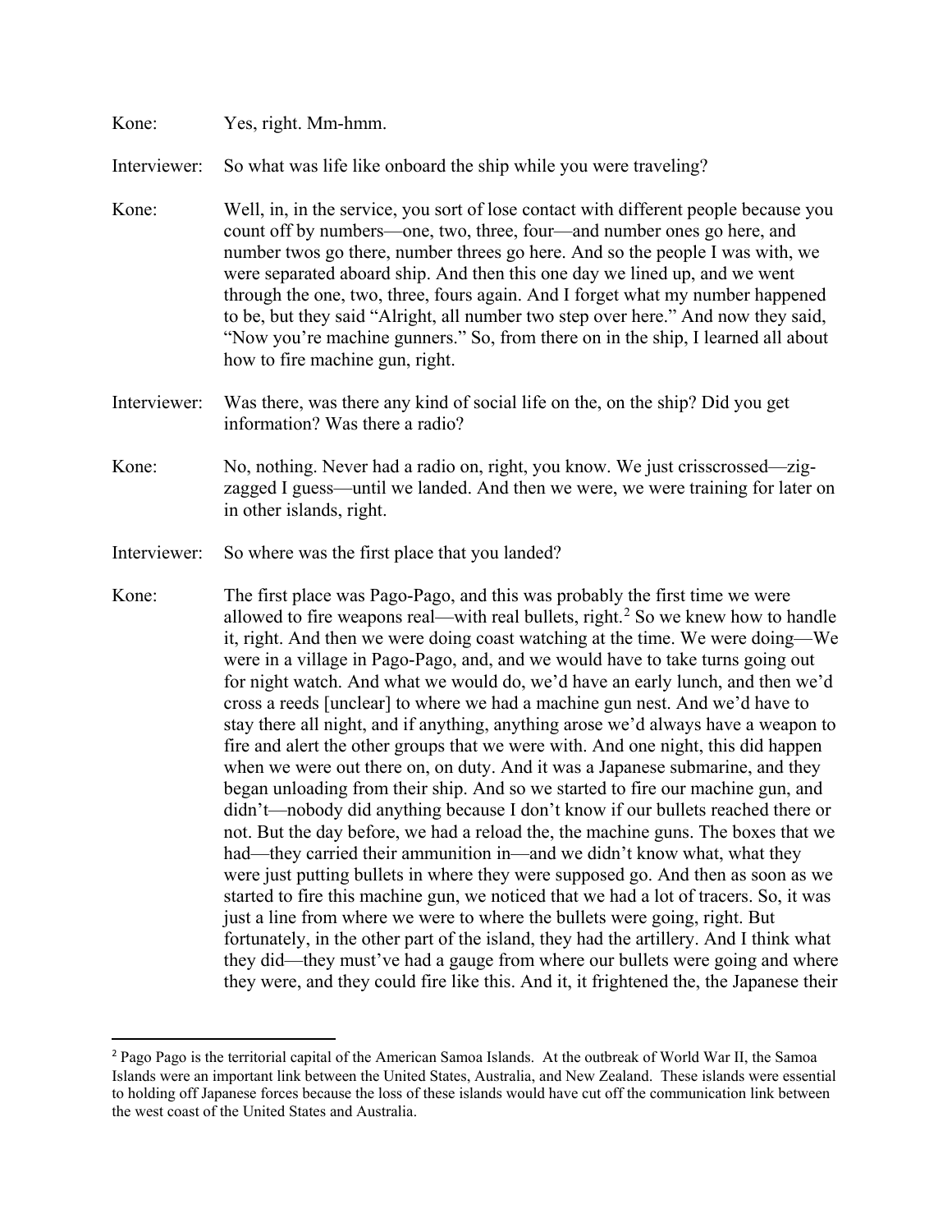Kone: Yes, right. Mm-hmm.

Interviewer: So what was life like onboard the ship while you were traveling?

Kone: Well, in, in the service, you sort of lose contact with different people because you count off by numbers—one, two, three, four—and number ones go here, and number twos go there, number threes go here. And so the people I was with, we were separated aboard ship. And then this one day we lined up, and we went through the one, two, three, fours again. And I forget what my number happened to be, but they said "Alright, all number two step over here." And now they said, "Now you're machine gunners." So, from there on in the ship, I learned all about how to fire machine gun, right.

Interviewer: Was there, was there any kind of social life on the, on the ship? Did you get information? Was there a radio?

Kone: No, nothing. Never had a radio on, right, you know. We just crisscrossed—zig-zagged I guess—until we landed. And then we were, we were training for later on in other islands, right.

Interviewer: So where was the first place that you landed?

Kone: The first place was Pago-Pago, and this was probably the first time we were allowed to fire weapons real—with real bullets, right.[2] So we knew how to handle it, right. And then we were doing coast watching at the time. We were doing—We were in a village in Pago-Pago, and, and we would have to take turns going out for night watch. And what we would do, we'd have an early lunch, and then we'd cross a reeds [unclear] to where we had a machine gun nest. And we'd have to stay there all night, and if anything, anything arose we'd always have a weapon to fire and alert the other groups that we were with. And one night, this did happen when we were out there on, on duty. And it was a Japanese submarine, and they began unloading from their ship. And so we started to fire our machine gun, and didn't—nobody did anything because I don't know if our bullets reached there or not. But the day before, we had a reload the, the machine guns. The boxes that we had—they carried their ammunition in—and we didn't know what, what they were just putting bullets in where they were supposed go. And then as soon as we started to fire this machine gun, we noticed that we had a lot of tracers. So, it was just a line from where we were to where the bullets were going, right. But fortunately, in the other part of the island, they had the artillery. And I think what they did—they must've had a gauge from where our bullets were going and where they were, and they could fire like this. And it, it frightened the, the Japanese their

[2] Pago Pago is the territorial capital of the American Samoa Islands. At the outbreak of World War II, the Samoa Islands were an important link between the United States, Australia, and New Zealand. These islands were essential to holding off Japanese forces because the loss of these islands would have cut off the communication link between the west coast of the United States and Australia.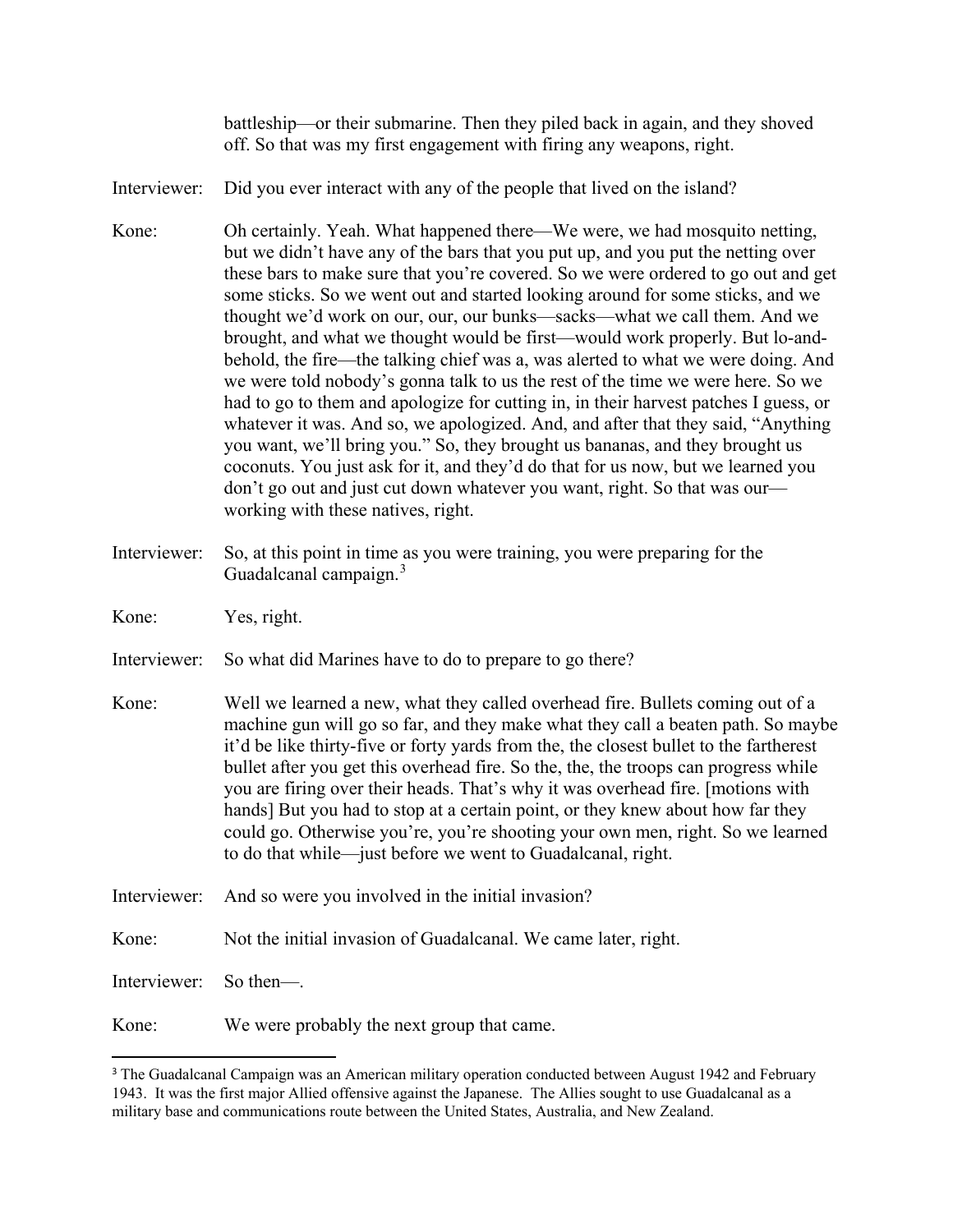battleship—or their submarine. Then they piled back in again, and they shoved off. So that was my first engagement with firing any weapons, right.

Interviewer: Did you ever interact with any of the people that lived on the island?

Kone: Oh certainly. Yeah. What happened there—We were, we had mosquito netting, but we didn't have any of the bars that you put up, and you put the netting over these bars to make sure that you're covered. So we were ordered to go out and get some sticks. So we went out and started looking around for some sticks, and we thought we'd work on our, our, our bunks—sacks—what we call them. And we brought, and what we thought would be first—would work properly. But lo-and-behold, the fire—the talking chief was a, was alerted to what we were doing. And we were told nobody's gonna talk to us the rest of the time we were here. So we had to go to them and apologize for cutting in, in their harvest patches I guess, or whatever it was. And so, we apologized. And, and after that they said, "Anything you want, we'll bring you." So, they brought us bananas, and they brought us coconuts. You just ask for it, and they'd do that for us now, but we learned you don't go out and just cut down whatever you want, right. So that was our—working with these natives, right.

Interviewer: So, at this point in time as you were training, you were preparing for the Guadalcanal campaign.[3]

Kone: Yes, right.

Interviewer: So what did Marines have to do to prepare to go there?

Kone: Well we learned a new, what they called overhead fire. Bullets coming out of a machine gun will go so far, and they make what they call a beaten path. So maybe it'd be like thirty-five or forty yards from the, the closest bullet to the fartherest bullet after you get this overhead fire. So the, the, the troops can progress while you are firing over their heads. That's why it was overhead fire. [motions with hands] But you had to stop at a certain point, or they knew about how far they could go. Otherwise you're, you're shooting your own men, right. So we learned to do that while—just before we went to Guadalcanal, right.

Interviewer: And so were you involved in the initial invasion?

Kone: Not the initial invasion of Guadalcanal. We came later, right.

Interviewer: So then—.

Kone: We were probably the next group that came.

---

[3] The Guadalcanal Campaign was an American military operation conducted between August 1942 and February 1943. It was the first major Allied offensive against the Japanese. The Allies sought to use Guadalcanal as a military base and communications route between the United States, Australia, and New Zealand.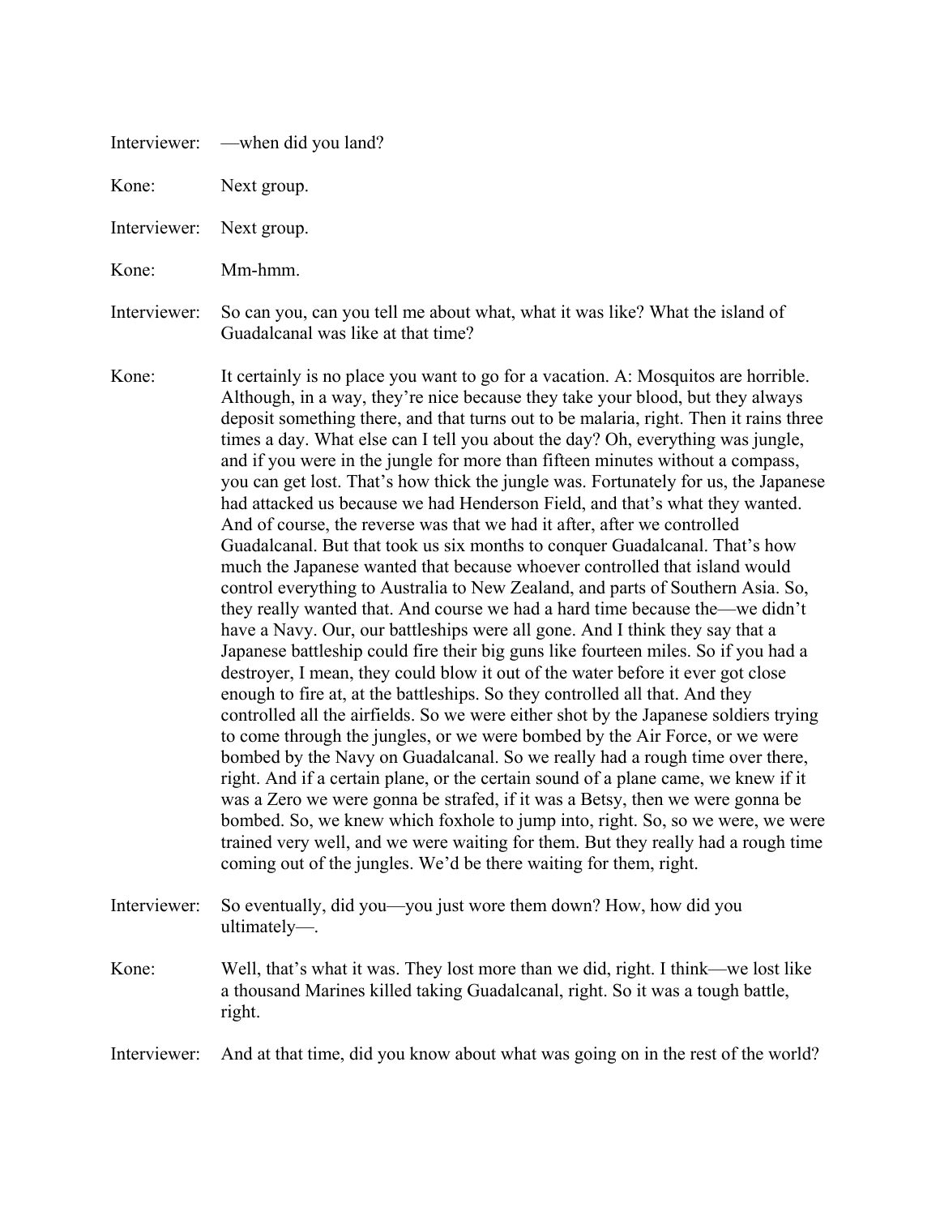Interviewer: —when did you land?

Kone: Next group.

Interviewer: Next group.

Kone: Mm-hmm.

Interviewer: So can you, can you tell me about what, what it was like? What the island of Guadalcanal was like at that time?

Kone: It certainly is no place you want to go for a vacation. A: Mosquitos are horrible. Although, in a way, they're nice because they take your blood, but they always deposit something there, and that turns out to be malaria, right. Then it rains three times a day. What else can I tell you about the day? Oh, everything was jungle, and if you were in the jungle for more than fifteen minutes without a compass, you can get lost. That's how thick the jungle was. Fortunately for us, the Japanese had attacked us because we had Henderson Field, and that's what they wanted. And of course, the reverse was that we had it after, after we controlled Guadalcanal. But that took us six months to conquer Guadalcanal. That's how much the Japanese wanted that because whoever controlled that island would control everything to Australia to New Zealand, and parts of Southern Asia. So, they really wanted that. And course we had a hard time because the—we didn't have a Navy. Our, our battleships were all gone. And I think they say that a Japanese battleship could fire their big guns like fourteen miles. So if you had a destroyer, I mean, they could blow it out of the water before it ever got close enough to fire at, at the battleships. So they controlled all that. And they controlled all the airfields. So we were either shot by the Japanese soldiers trying to come through the jungles, or we were bombed by the Air Force, or we were bombed by the Navy on Guadalcanal. So we really had a rough time over there, right. And if a certain plane, or the certain sound of a plane came, we knew if it was a Zero we were gonna be strafed, if it was a Betsy, then we were gonna be bombed. So, we knew which foxhole to jump into, right. So, so we were, we were trained very well, and we were waiting for them. But they really had a rough time coming out of the jungles. We'd be there waiting for them, right.

Interviewer: So eventually, did you—you just wore them down? How, how did you ultimately—.

Kone: Well, that's what it was. They lost more than we did, right. I think—we lost like a thousand Marines killed taking Guadalcanal, right. So it was a tough battle, right.

Interviewer: And at that time, did you know about what was going on in the rest of the world?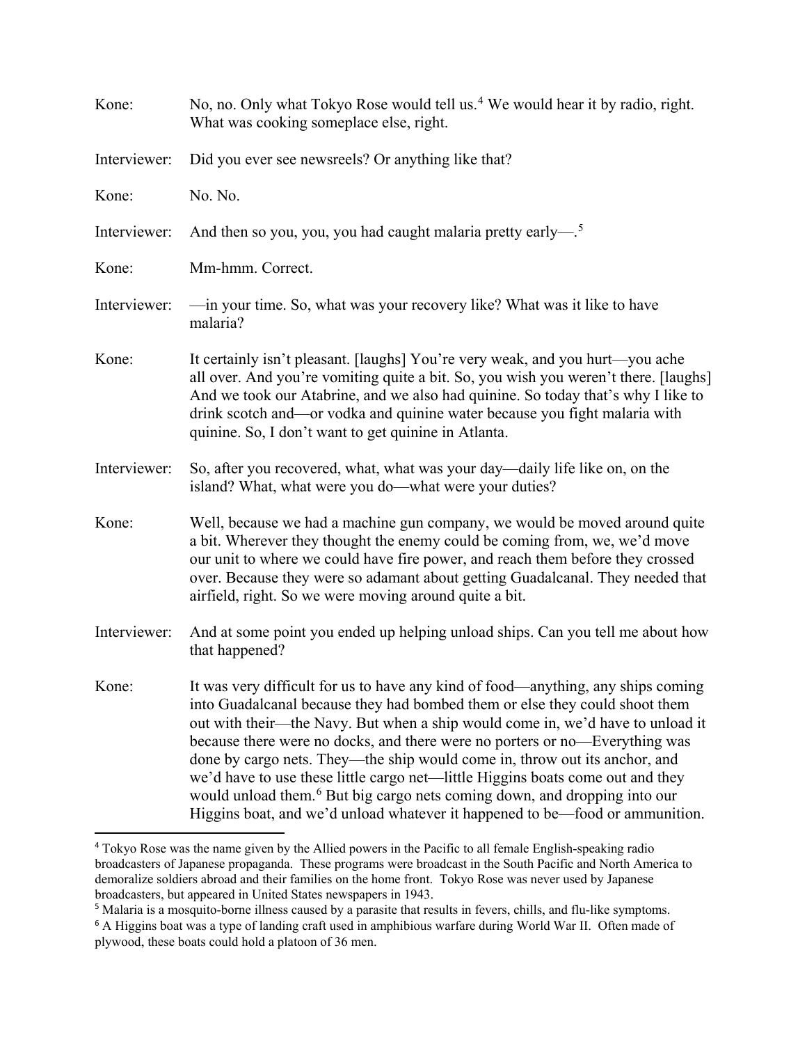Kone: No, no. Only what Tokyo Rose would tell us.[4] We would hear it by radio, right. What was cooking someplace else, right.

Interviewer: Did you ever see newsreels? Or anything like that?

Kone: No. No.

Interviewer: And then so you, you, you had caught malaria pretty early—.[5]

Kone: Mm-hmm. Correct.

Interviewer: —in your time. So, what was your recovery like? What was it like to have malaria?

Kone: It certainly isn't pleasant. [laughs] You're very weak, and you hurt—you ache all over. And you're vomiting quite a bit. So, you wish you weren't there. [laughs] And we took our Atabrine, and we also had quinine. So today that's why I like to drink scotch and—or vodka and quinine water because you fight malaria with quinine. So, I don't want to get quinine in Atlanta.

Interviewer: So, after you recovered, what, what was your day—daily life like on, on the island? What, what were you do—what were your duties?

Kone: Well, because we had a machine gun company, we would be moved around quite a bit. Wherever they thought the enemy could be coming from, we, we'd move our unit to where we could have fire power, and reach them before they crossed over. Because they were so adamant about getting Guadalcanal. They needed that airfield, right. So we were moving around quite a bit.

Interviewer: And at some point you ended up helping unload ships. Can you tell me about how that happened?

Kone: It was very difficult for us to have any kind of food—anything, any ships coming into Guadalcanal because they had bombed them or else they could shoot them out with their—the Navy. But when a ship would come in, we'd have to unload it because there were no docks, and there were no porters or no—Everything was done by cargo nets. They—the ship would come in, throw out its anchor, and we'd have to use these little cargo net—little Higgins boats come out and they would unload them.[6] But big cargo nets coming down, and dropping into our Higgins boat, and we'd unload whatever it happened to be—food or ammunition.

---

[4] Tokyo Rose was the name given by the Allied powers in the Pacific to all female English-speaking radio broadcasters of Japanese propaganda. These programs were broadcast in the South Pacific and North America to demoralize soldiers abroad and their families on the home front. Tokyo Rose was never used by Japanese broadcasters, but appeared in United States newspapers in 1943.

[5] Malaria is a mosquito-borne illness caused by a parasite that results in fevers, chills, and flu-like symptoms.

[6] A Higgins boat was a type of landing craft used in amphibious warfare during World War II. Often made of plywood, these boats could hold a platoon of 36 men.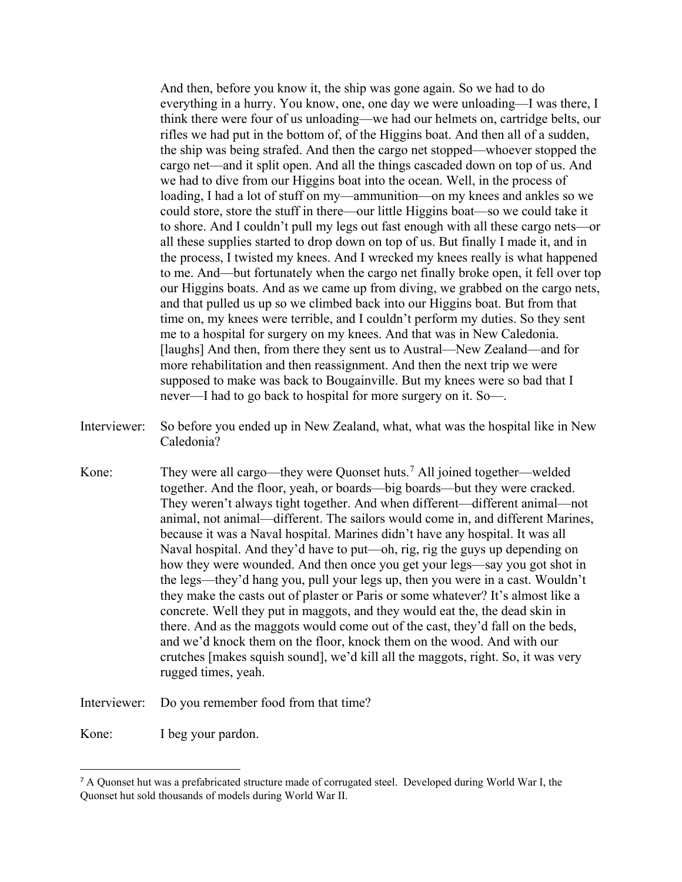And then, before you know it, the ship was gone again. So we had to do everything in a hurry. You know, one, one day we were unloading—I was there, I think there were four of us unloading—we had our helmets on, cartridge belts, our rifles we had put in the bottom of, of the Higgins boat. And then all of a sudden, the ship was being strafed. And then the cargo net stopped—whoever stopped the cargo net—and it split open. And all the things cascaded down on top of us. And we had to dive from our Higgins boat into the ocean. Well, in the process of loading, I had a lot of stuff on my—ammunition—on my knees and ankles so we could store, store the stuff in there—our little Higgins boat—so we could take it to shore. And I couldn't pull my legs out fast enough with all these cargo nets—or all these supplies started to drop down on top of us. But finally I made it, and in the process, I twisted my knees. And I wrecked my knees really is what happened to me. And—but fortunately when the cargo net finally broke open, it fell over top our Higgins boats. And as we came up from diving, we grabbed on the cargo nets, and that pulled us up so we climbed back into our Higgins boat. But from that time on, my knees were terrible, and I couldn't perform my duties. So they sent me to a hospital for surgery on my knees. And that was in New Caledonia. [laughs] And then, from there they sent us to Austral—New Zealand—and for more rehabilitation and then reassignment. And then the next trip we were supposed to make was back to Bougainville. But my knees were so bad that I never—I had to go back to hospital for more surgery on it. So—.

Interviewer: So before you ended up in New Zealand, what, what was the hospital like in New Caledonia?

Kone: They were all cargo—they were Quonset huts.[7] All joined together—welded together. And the floor, yeah, or boards—big boards—but they were cracked. They weren't always tight together. And when different—different animal—not animal, not animal—different. The sailors would come in, and different Marines, because it was a Naval hospital. Marines didn't have any hospital. It was all Naval hospital. And they'd have to put—oh, rig, rig the guys up depending on how they were wounded. And then once you get your legs—say you got shot in the legs—they'd hang you, pull your legs up, then you were in a cast. Wouldn't they make the casts out of plaster or Paris or some whatever? It's almost like a concrete. Well they put in maggots, and they would eat the, the dead skin in there. And as the maggots would come out of the cast, they'd fall on the beds, and we'd knock them on the floor, knock them on the wood. And with our crutches [makes squish sound], we'd kill all the maggots, right. So, it was very rugged times, yeah.

Interviewer: Do you remember food from that time?

Kone: I beg your pardon.

---

[7] A Quonset hut was a prefabricated structure made of corrugated steel. Developed during World War I, the Quonset hut sold thousands of models during World War II.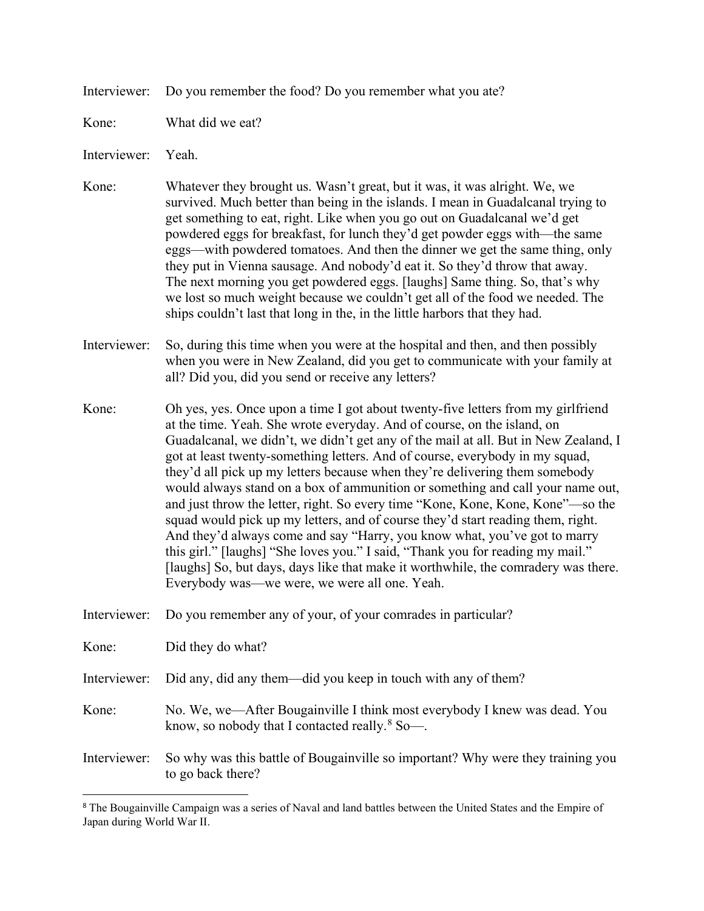Interviewer: Do you remember the food? Do you remember what you ate?

Kone: What did we eat?

Interviewer: Yeah.

Kone: Whatever they brought us. Wasn't great, but it was, it was alright. We, we survived. Much better than being in the islands. I mean in Guadalcanal trying to get something to eat, right. Like when you go out on Guadalcanal we'd get powdered eggs for breakfast, for lunch they'd get powder eggs with—the same eggs—with powdered tomatoes. And then the dinner we get the same thing, only they put in Vienna sausage. And nobody'd eat it. So they'd throw that away. The next morning you get powdered eggs. [laughs] Same thing. So, that's why we lost so much weight because we couldn't get all of the food we needed. The ships couldn't last that long in the, in the little harbors that they had.

Interviewer: So, during this time when you were at the hospital and then, and then possibly when you were in New Zealand, did you get to communicate with your family at all? Did you, did you send or receive any letters?

Kone: Oh yes, yes. Once upon a time I got about twenty-five letters from my girlfriend at the time. Yeah. She wrote everyday. And of course, on the island, on Guadalcanal, we didn't, we didn't get any of the mail at all. But in New Zealand, I got at least twenty-something letters. And of course, everybody in my squad, they'd all pick up my letters because when they're delivering them somebody would always stand on a box of ammunition or something and call your name out, and just throw the letter, right. So every time "Kone, Kone, Kone, Kone"—so the squad would pick up my letters, and of course they'd start reading them, right. And they'd always come and say "Harry, you know what, you've got to marry this girl." [laughs] "She loves you." I said, "Thank you for reading my mail." [laughs] So, but days, days like that make it worthwhile, the comradery was there. Everybody was—we were, we were all one. Yeah.

Interviewer: Do you remember any of your, of your comrades in particular?

Kone: Did they do what?

Interviewer: Did any, did any them—did you keep in touch with any of them?

Kone: No. We, we—After Bougainville I think most everybody I knew was dead. You know, so nobody that I contacted really.[8] So—.

Interviewer: So why was this battle of Bougainville so important? Why were they training you to go back there?

[8] The Bougainville Campaign was a series of Naval and land battles between the United States and the Empire of Japan during World War II.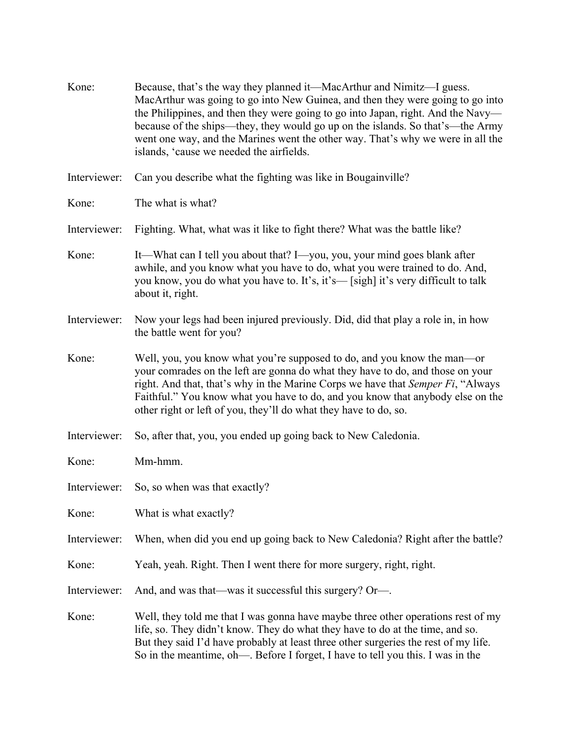Kone: Because, that's the way they planned it—MacArthur and Nimitz—I guess. MacArthur was going to go into New Guinea, and then they were going to go into the Philippines, and then they were going to go into Japan, right. And the Navy—because of the ships—they, they would go up on the islands. So that's—the Army went one way, and the Marines went the other way. That's why we were in all the islands, 'cause we needed the airfields.

Interviewer: Can you describe what the fighting was like in Bougainville?

Kone: The what is what?

Interviewer: Fighting. What, what was it like to fight there? What was the battle like?

Kone: It—What can I tell you about that? I—you, you, your mind goes blank after awhile, and you know what you have to do, what you were trained to do. And, you know, you do what you have to. It's, it's— [sigh] it's very difficult to talk about it, right.

Interviewer: Now your legs had been injured previously. Did, did that play a role in, in how the battle went for you?

Kone: Well, you, you know what you're supposed to do, and you know the man—or your comrades on the left are gonna do what they have to do, and those on your right. And that, that's why in the Marine Corps we have that *Semper Fi*, "Always Faithful." You know what you have to do, and you know that anybody else on the other right or left of you, they'll do what they have to do, so.

Interviewer: So, after that, you, you ended up going back to New Caledonia.

Kone: Mm-hmm.

Interviewer: So, so when was that exactly?

Kone: What is what exactly?

Interviewer: When, when did you end up going back to New Caledonia? Right after the battle?

Kone: Yeah, yeah. Right. Then I went there for more surgery, right, right.

Interviewer: And, and was that—was it successful this surgery? Or—.

Kone: Well, they told me that I was gonna have maybe three other operations rest of my life, so. They didn't know. They do what they have to do at the time, and so. But they said I'd have probably at least three other surgeries the rest of my life. So in the meantime, oh—. Before I forget, I have to tell you this. I was in the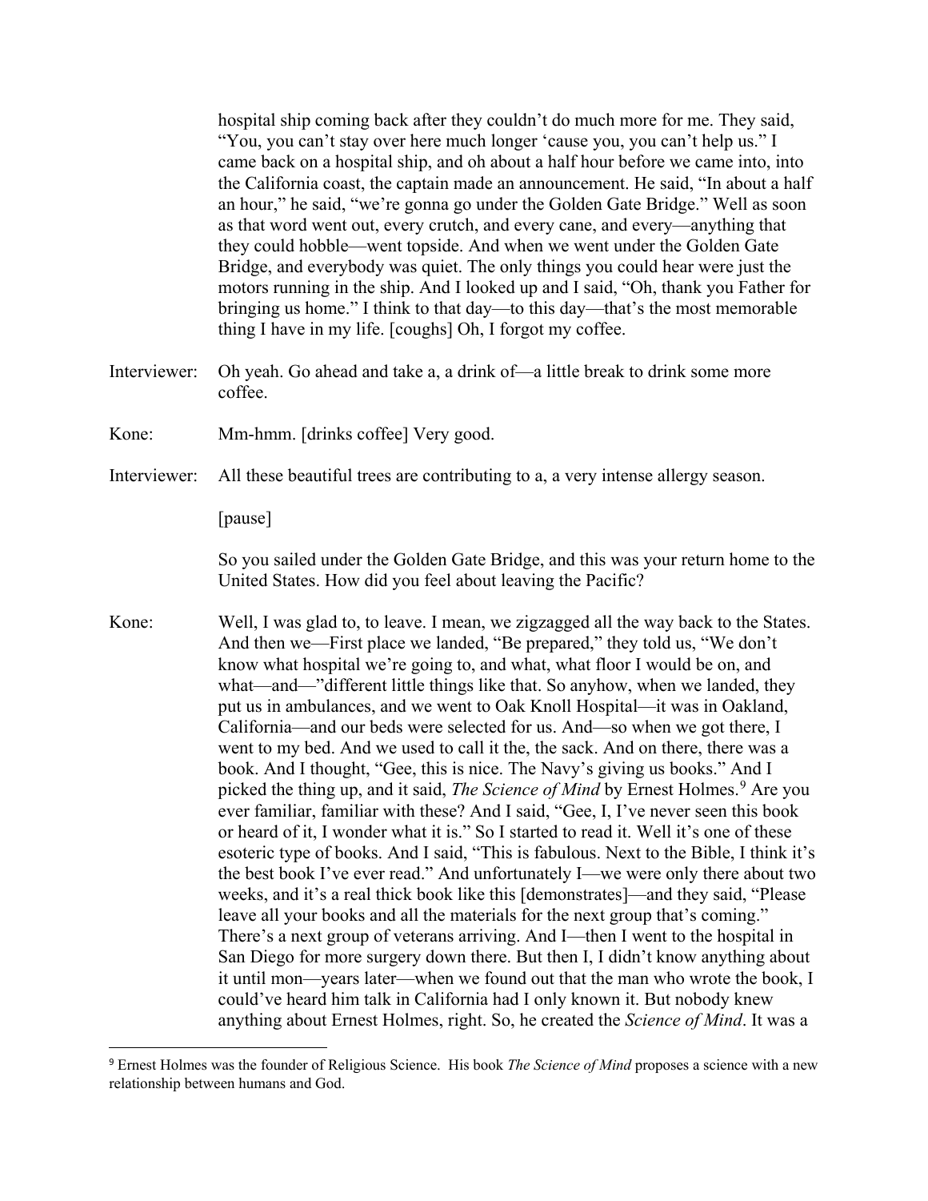hospital ship coming back after they couldn't do much more for me. They said, "You, you can't stay over here much longer 'cause you, you can't help us." I came back on a hospital ship, and oh about a half hour before we came into, into the California coast, the captain made an announcement. He said, "In about a half an hour," he said, "we're gonna go under the Golden Gate Bridge." Well as soon as that word went out, every crutch, and every cane, and every—anything that they could hobble—went topside. And when we went under the Golden Gate Bridge, and everybody was quiet. The only things you could hear were just the motors running in the ship. And I looked up and I said, "Oh, thank you Father for bringing us home." I think to that day—to this day—that's the most memorable thing I have in my life. [coughs] Oh, I forgot my coffee.

Interviewer: Oh yeah. Go ahead and take a, a drink of—a little break to drink some more coffee.

Kone: Mm-hmm. [drinks coffee] Very good.

Interviewer: All these beautiful trees are contributing to a, a very intense allergy season.

[pause]

So you sailed under the Golden Gate Bridge, and this was your return home to the United States. How did you feel about leaving the Pacific?

Kone: Well, I was glad to, to leave. I mean, we zigzagged all the way back to the States. And then we—First place we landed, "Be prepared," they told us, "We don't know what hospital we're going to, and what, what floor I would be on, and what—and—"different little things like that. So anyhow, when we landed, they put us in ambulances, and we went to Oak Knoll Hospital—it was in Oakland, California—and our beds were selected for us. And—so when we got there, I went to my bed. And we used to call it the, the sack. And on there, there was a book. And I thought, "Gee, this is nice. The Navy's giving us books." And I picked the thing up, and it said, *The Science of Mind* by Ernest Holmes.[9] Are you ever familiar, familiar with these? And I said, "Gee, I, I've never seen this book or heard of it, I wonder what it is." So I started to read it. Well it's one of these esoteric type of books. And I said, "This is fabulous. Next to the Bible, I think it's the best book I've ever read." And unfortunately I—we were only there about two weeks, and it's a real thick book like this [demonstrates]—and they said, "Please leave all your books and all the materials for the next group that's coming." There's a next group of veterans arriving. And I—then I went to the hospital in San Diego for more surgery down there. But then I, I didn't know anything about it until mon—years later—when we found out that the man who wrote the book, I could've heard him talk in California had I only known it. But nobody knew anything about Ernest Holmes, right. So, he created the *Science of Mind*. It was a

[9] Ernest Holmes was the founder of Religious Science. His book *The Science of Mind* proposes a science with a new relationship between humans and God.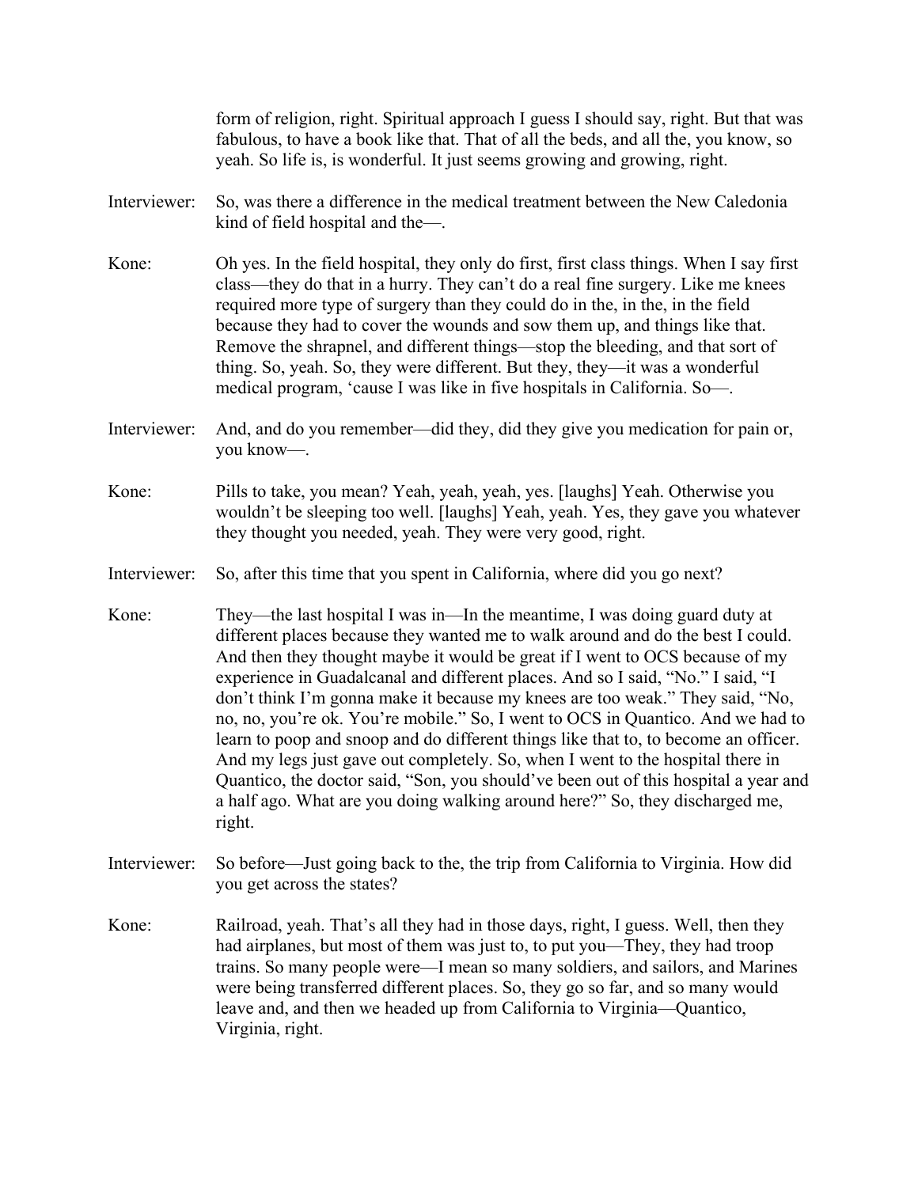form of religion, right. Spiritual approach I guess I should say, right. But that was fabulous, to have a book like that. That of all the beds, and all the, you know, so yeah. So life is, is wonderful. It just seems growing and growing, right.

Interviewer: So, was there a difference in the medical treatment between the New Caledonia kind of field hospital and the—.

Kone: Oh yes. In the field hospital, they only do first, first class things. When I say first class—they do that in a hurry. They can't do a real fine surgery. Like me knees required more type of surgery than they could do in the, in the, in the field because they had to cover the wounds and sow them up, and things like that. Remove the shrapnel, and different things—stop the bleeding, and that sort of thing. So, yeah. So, they were different. But they, they—it was a wonderful medical program, 'cause I was like in five hospitals in California. So—.

Interviewer: And, and do you remember—did they, did they give you medication for pain or, you know—.

Kone: Pills to take, you mean? Yeah, yeah, yeah, yes. [laughs] Yeah. Otherwise you wouldn't be sleeping too well. [laughs] Yeah, yeah. Yes, they gave you whatever they thought you needed, yeah. They were very good, right.

Interviewer: So, after this time that you spent in California, where did you go next?

Kone: They—the last hospital I was in—In the meantime, I was doing guard duty at different places because they wanted me to walk around and do the best I could. And then they thought maybe it would be great if I went to OCS because of my experience in Guadalcanal and different places. And so I said, "No." I said, "I don't think I'm gonna make it because my knees are too weak." They said, "No, no, no, you're ok. You're mobile." So, I went to OCS in Quantico. And we had to learn to poop and snoop and do different things like that to, to become an officer. And my legs just gave out completely. So, when I went to the hospital there in Quantico, the doctor said, "Son, you should've been out of this hospital a year and a half ago. What are you doing walking around here?" So, they discharged me, right.

Interviewer: So before—Just going back to the, the trip from California to Virginia. How did you get across the states?

Kone: Railroad, yeah. That's all they had in those days, right, I guess. Well, then they had airplanes, but most of them was just to, to put you—They, they had troop trains. So many people were—I mean so many soldiers, and sailors, and Marines were being transferred different places. So, they go so far, and so many would leave and, and then we headed up from California to Virginia—Quantico, Virginia, right.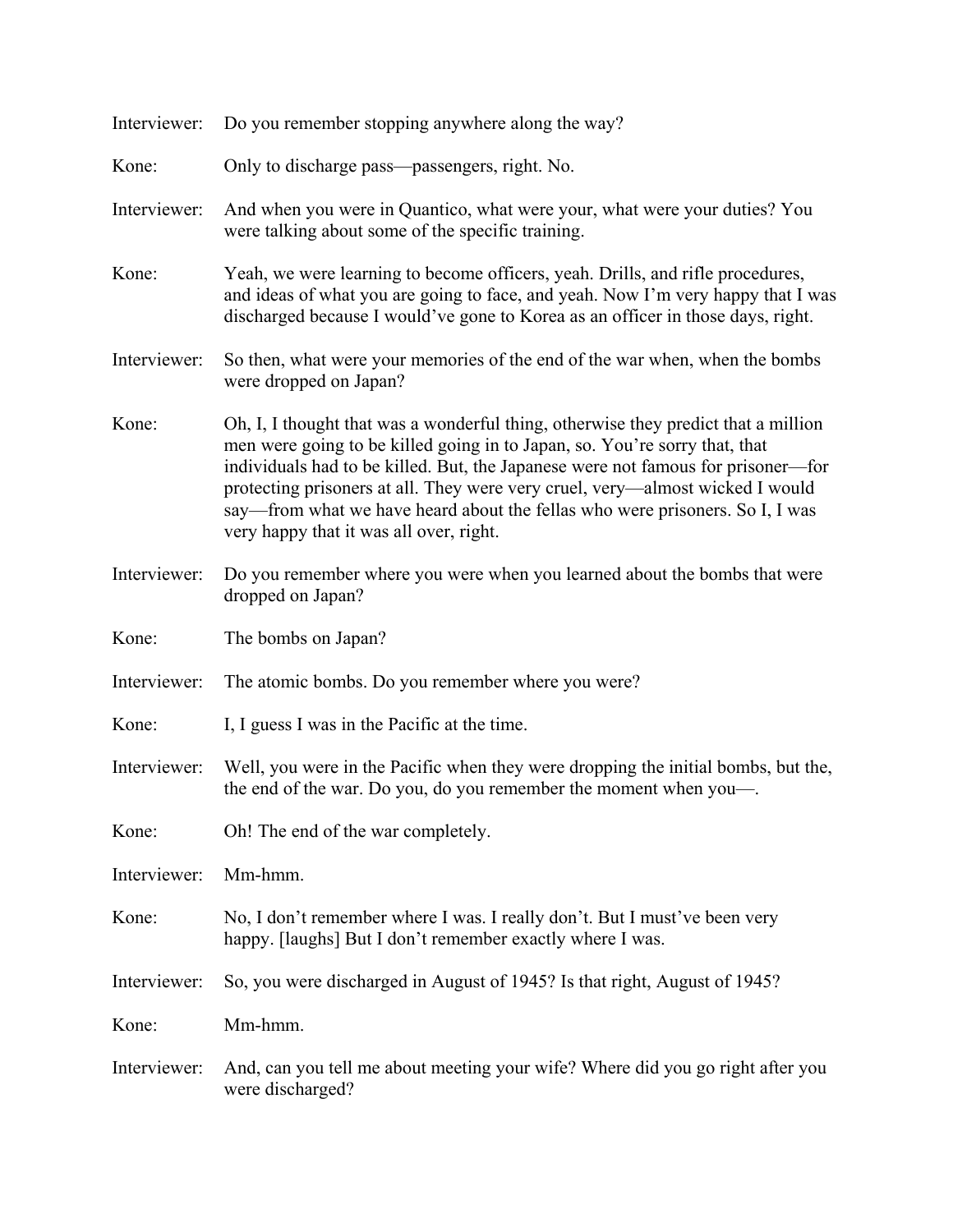Interviewer: Do you remember stopping anywhere along the way?

Kone: Only to discharge pass—passengers, right. No.

Interviewer: And when you were in Quantico, what were your, what were your duties? You were talking about some of the specific training.

Kone: Yeah, we were learning to become officers, yeah. Drills, and rifle procedures, and ideas of what you are going to face, and yeah. Now I'm very happy that I was discharged because I would've gone to Korea as an officer in those days, right.

Interviewer: So then, what were your memories of the end of the war when, when the bombs were dropped on Japan?

Kone: Oh, I, I thought that was a wonderful thing, otherwise they predict that a million men were going to be killed going in to Japan, so. You're sorry that, that individuals had to be killed. But, the Japanese were not famous for prisoner—for protecting prisoners at all. They were very cruel, very—almost wicked I would say—from what we have heard about the fellas who were prisoners. So I, I was very happy that it was all over, right.

Interviewer: Do you remember where you were when you learned about the bombs that were dropped on Japan?

Kone: The bombs on Japan?

Interviewer: The atomic bombs. Do you remember where you were?

Kone: I, I guess I was in the Pacific at the time.

Interviewer: Well, you were in the Pacific when they were dropping the initial bombs, but the, the end of the war. Do you, do you remember the moment when you—.

Kone: Oh! The end of the war completely.

Interviewer: Mm-hmm.

Kone: No, I don't remember where I was. I really don't. But I must've been very happy. [laughs] But I don't remember exactly where I was.

Interviewer: So, you were discharged in August of 1945? Is that right, August of 1945?

Kone: Mm-hmm.

Interviewer: And, can you tell me about meeting your wife? Where did you go right after you were discharged?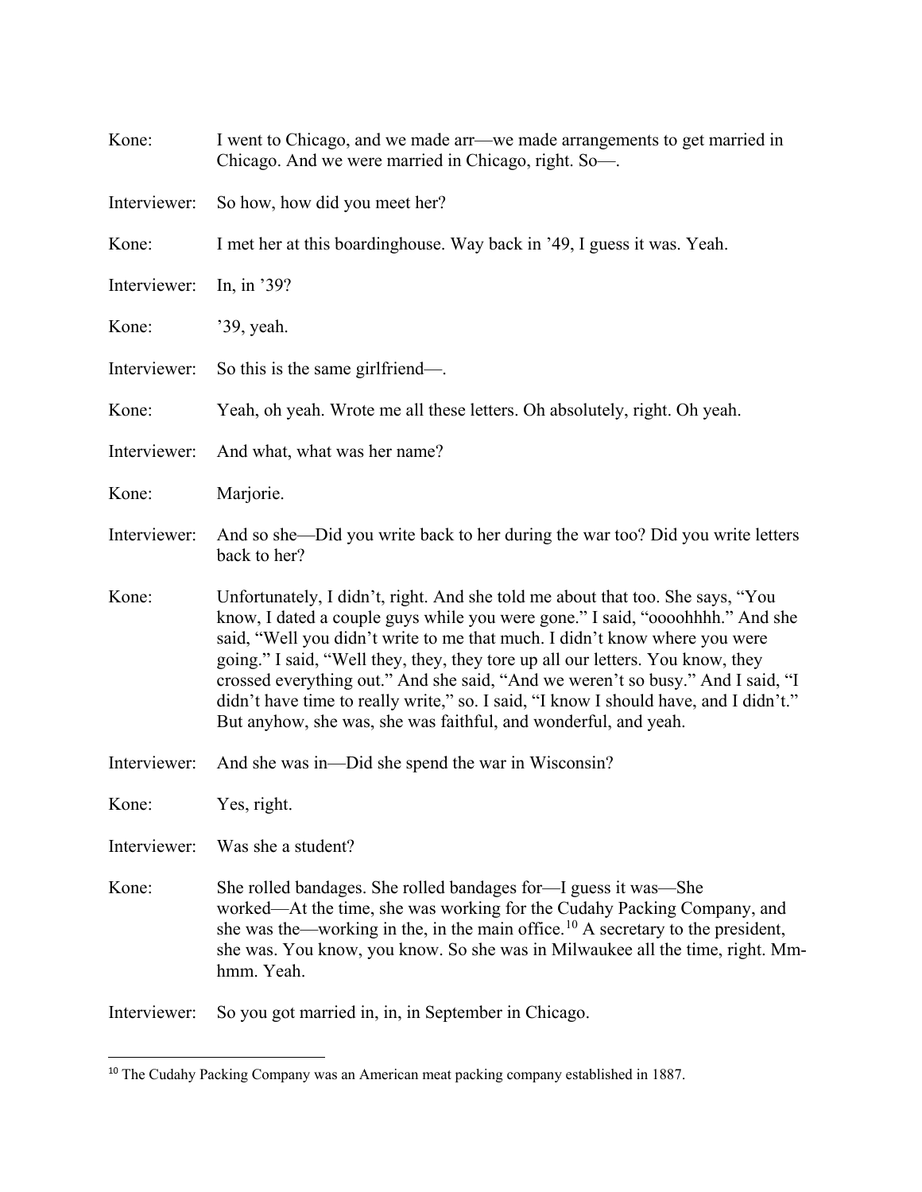Kone: I went to Chicago, and we made arr—we made arrangements to get married in Chicago. And we were married in Chicago, right. So—.

Interviewer: So how, how did you meet her?

Kone: I met her at this boardinghouse. Way back in '49, I guess it was. Yeah.

Interviewer: In, in '39?

Kone: '39, yeah.

Interviewer: So this is the same girlfriend—.

Kone: Yeah, oh yeah. Wrote me all these letters. Oh absolutely, right. Oh yeah.

Interviewer: And what, what was her name?

Kone: Marjorie.

Interviewer: And so she—Did you write back to her during the war too? Did you write letters back to her?

Kone: Unfortunately, I didn't, right. And she told me about that too. She says, "You know, I dated a couple guys while you were gone." I said, "oooohhhh." And she said, "Well you didn't write to me that much. I didn't know where you were going." I said, "Well they, they, they tore up all our letters. You know, they crossed everything out." And she said, "And we weren't so busy." And I said, "I didn't have time to really write," so. I said, "I know I should have, and I didn't." But anyhow, she was, she was faithful, and wonderful, and yeah.

Interviewer: And she was in—Did she spend the war in Wisconsin?

Kone: Yes, right.

Interviewer: Was she a student?

Kone: She rolled bandages. She rolled bandages for—I guess it was—She worked—At the time, she was working for the Cudahy Packing Company, and she was the—working in the, in the main office.[10] A secretary to the president, she was. You know, you know. So she was in Milwaukee all the time, right. Mm-hmm. Yeah.

Interviewer: So you got married in, in, in September in Chicago.

---

[10] The Cudahy Packing Company was an American meat packing company established in 1887.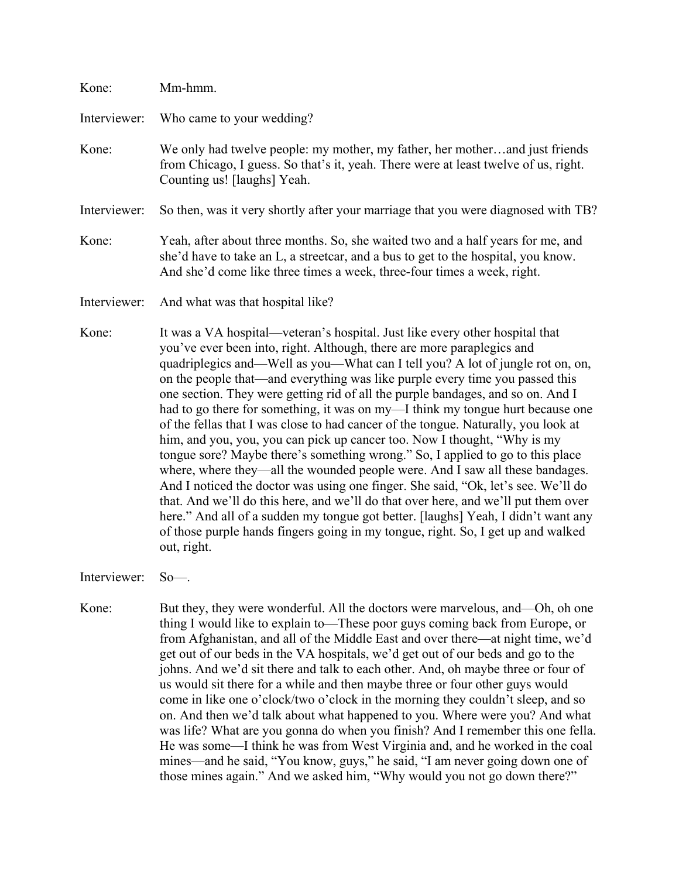Kone: Mm-hmm.

Interviewer: Who came to your wedding?

Kone: We only had twelve people: my mother, my father, her mother…and just friends from Chicago, I guess. So that's it, yeah. There were at least twelve of us, right. Counting us! [laughs] Yeah.

Interviewer: So then, was it very shortly after your marriage that you were diagnosed with TB?

Kone: Yeah, after about three months. So, she waited two and a half years for me, and she'd have to take an L, a streetcar, and a bus to get to the hospital, you know. And she'd come like three times a week, three-four times a week, right.

Interviewer: And what was that hospital like?

Kone: It was a VA hospital—veteran's hospital. Just like every other hospital that you've ever been into, right. Although, there are more paraplegics and quadriplegics and—Well as you—What can I tell you? A lot of jungle rot on, on, on the people that—and everything was like purple every time you passed this one section. They were getting rid of all the purple bandages, and so on. And I had to go there for something, it was on my—I think my tongue hurt because one of the fellas that I was close to had cancer of the tongue. Naturally, you look at him, and you, you, you can pick up cancer too. Now I thought, "Why is my tongue sore? Maybe there's something wrong." So, I applied to go to this place where, where they—all the wounded people were. And I saw all these bandages. And I noticed the doctor was using one finger. She said, "Ok, let's see. We'll do that. And we'll do this here, and we'll do that over here, and we'll put them over here." And all of a sudden my tongue got better. [laughs] Yeah, I didn't want any of those purple hands fingers going in my tongue, right. So, I get up and walked out, right.

Interviewer: So—.

Kone: But they, they were wonderful. All the doctors were marvelous, and—Oh, oh one thing I would like to explain to—These poor guys coming back from Europe, or from Afghanistan, and all of the Middle East and over there—at night time, we'd get out of our beds in the VA hospitals, we'd get out of our beds and go to the johns. And we'd sit there and talk to each other. And, oh maybe three or four of us would sit there for a while and then maybe three or four other guys would come in like one o'clock/two o'clock in the morning they couldn't sleep, and so on. And then we'd talk about what happened to you. Where were you? And what was life? What are you gonna do when you finish? And I remember this one fella. He was some—I think he was from West Virginia and, and he worked in the coal mines—and he said, "You know, guys," he said, "I am never going down one of those mines again." And we asked him, "Why would you not go down there?"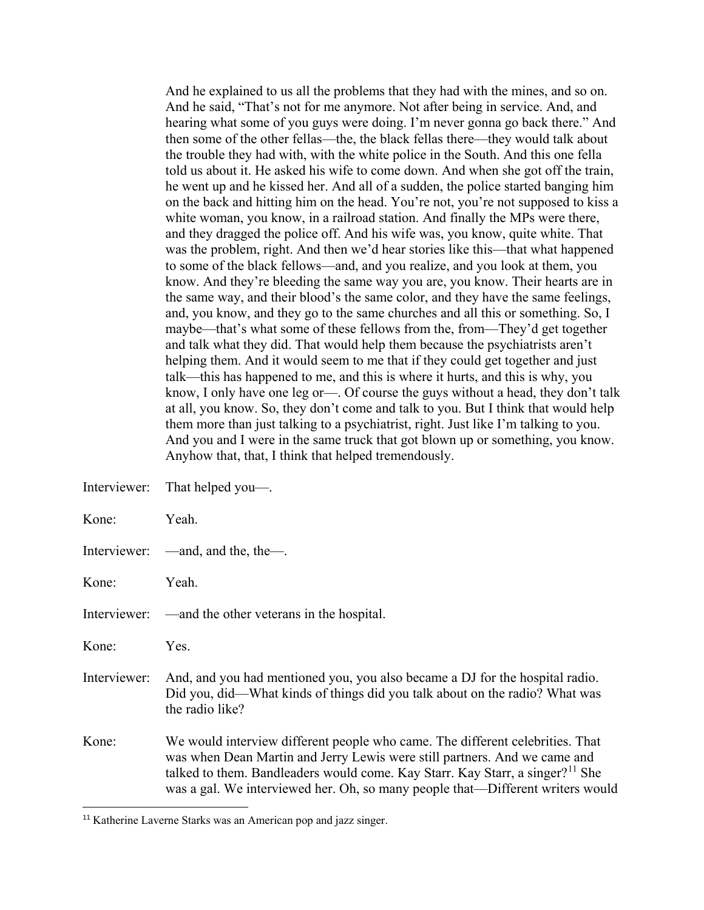And he explained to us all the problems that they had with the mines, and so on. And he said, "That's not for me anymore. Not after being in service. And, and hearing what some of you guys were doing. I'm never gonna go back there." And then some of the other fellas—the, the black fellas there—they would talk about the trouble they had with, with the white police in the South. And this one fella told us about it. He asked his wife to come down. And when she got off the train, he went up and he kissed her. And all of a sudden, the police started banging him on the back and hitting him on the head. You're not, you're not supposed to kiss a white woman, you know, in a railroad station. And finally the MPs were there, and they dragged the police off. And his wife was, you know, quite white. That was the problem, right. And then we'd hear stories like this—that what happened to some of the black fellows—and, and you realize, and you look at them, you know. And they're bleeding the same way you are, you know. Their hearts are in the same way, and their blood's the same color, and they have the same feelings, and, you know, and they go to the same churches and all this or something. So, I maybe—that's what some of these fellows from the, from—They'd get together and talk what they did. That would help them because the psychiatrists aren't helping them. And it would seem to me that if they could get together and just talk—this has happened to me, and this is where it hurts, and this is why, you know, I only have one leg or—. Of course the guys without a head, they don't talk at all, you know. So, they don't come and talk to you. But I think that would help them more than just talking to a psychiatrist, right. Just like I'm talking to you. And you and I were in the same truck that got blown up or something, you know. Anyhow that, that, I think that helped tremendously.

Interviewer: That helped you—.

Kone: Yeah.

Interviewer: —and, and the, the—.

Kone: Yeah.

Interviewer: —and the other veterans in the hospital.

Kone: Yes.

Interviewer: And, and you had mentioned you, you also became a DJ for the hospital radio. Did you, did—What kinds of things did you talk about on the radio? What was the radio like?

Kone: We would interview different people who came. The different celebrities. That was when Dean Martin and Jerry Lewis were still partners. And we came and talked to them. Bandleaders would come. Kay Starr. Kay Starr, a singer?[11] She was a gal. We interviewed her. Oh, so many people that—Different writers would

[11] Katherine Laverne Starks was an American pop and jazz singer.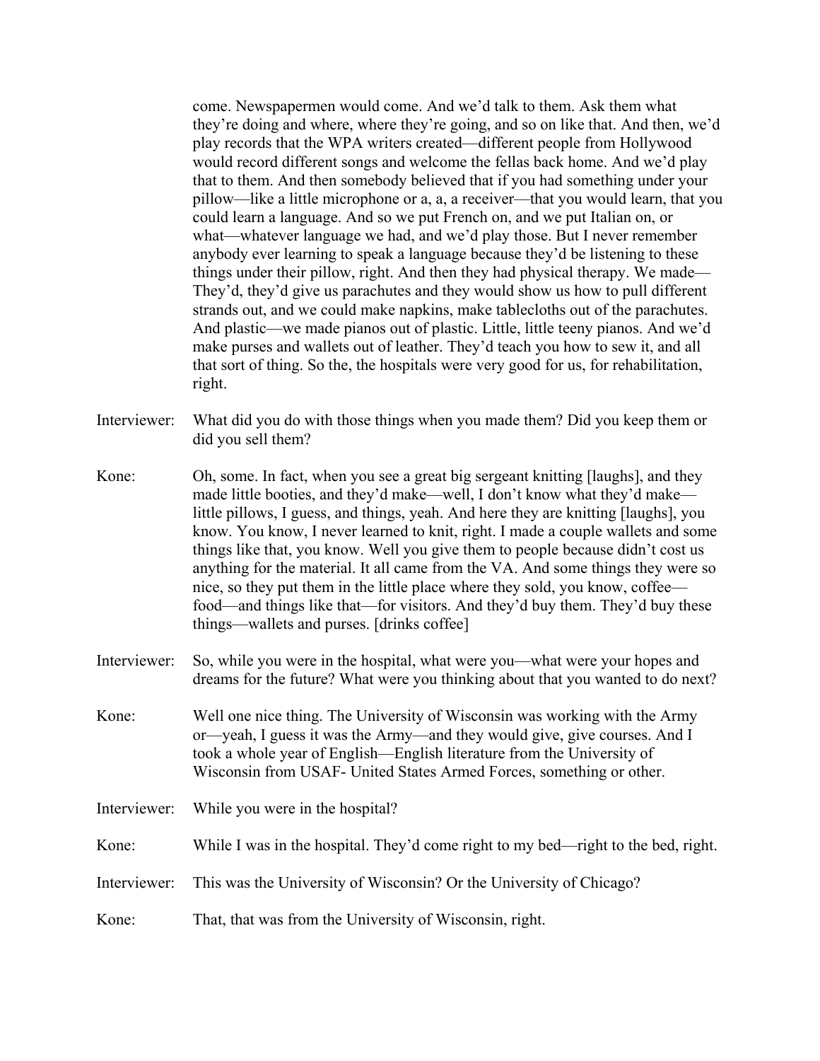come. Newspapermen would come. And we'd talk to them. Ask them what they're doing and where, where they're going, and so on like that. And then, we'd play records that the WPA writers created—different people from Hollywood would record different songs and welcome the fellas back home. And we'd play that to them. And then somebody believed that if you had something under your pillow—like a little microphone or a, a, a receiver—that you would learn, that you could learn a language. And so we put French on, and we put Italian on, or what—whatever language we had, and we'd play those. But I never remember anybody ever learning to speak a language because they'd be listening to these things under their pillow, right. And then they had physical therapy. We made—They'd, they'd give us parachutes and they would show us how to pull different strands out, and we could make napkins, make tablecloths out of the parachutes. And plastic—we made pianos out of plastic. Little, little teeny pianos. And we'd make purses and wallets out of leather. They'd teach you how to sew it, and all that sort of thing. So the, the hospitals were very good for us, for rehabilitation, right.

Interviewer: What did you do with those things when you made them? Did you keep them or did you sell them?

Kone: Oh, some. In fact, when you see a great big sergeant knitting [laughs], and they made little booties, and they'd make—well, I don't know what they'd make—little pillows, I guess, and things, yeah. And here they are knitting [laughs], you know. You know, I never learned to knit, right. I made a couple wallets and some things like that, you know. Well you give them to people because didn't cost us anything for the material. It all came from the VA. And some things they were so nice, so they put them in the little place where they sold, you know, coffee—food—and things like that—for visitors. And they'd buy them. They'd buy these things—wallets and purses. [drinks coffee]

Interviewer: So, while you were in the hospital, what were you—what were your hopes and dreams for the future? What were you thinking about that you wanted to do next?

Kone: Well one nice thing. The University of Wisconsin was working with the Army or—yeah, I guess it was the Army—and they would give, give courses. And I took a whole year of English—English literature from the University of Wisconsin from USAF- United States Armed Forces, something or other.

Interviewer: While you were in the hospital?

Kone: While I was in the hospital. They'd come right to my bed—right to the bed, right.

Interviewer: This was the University of Wisconsin? Or the University of Chicago?

Kone: That, that was from the University of Wisconsin, right.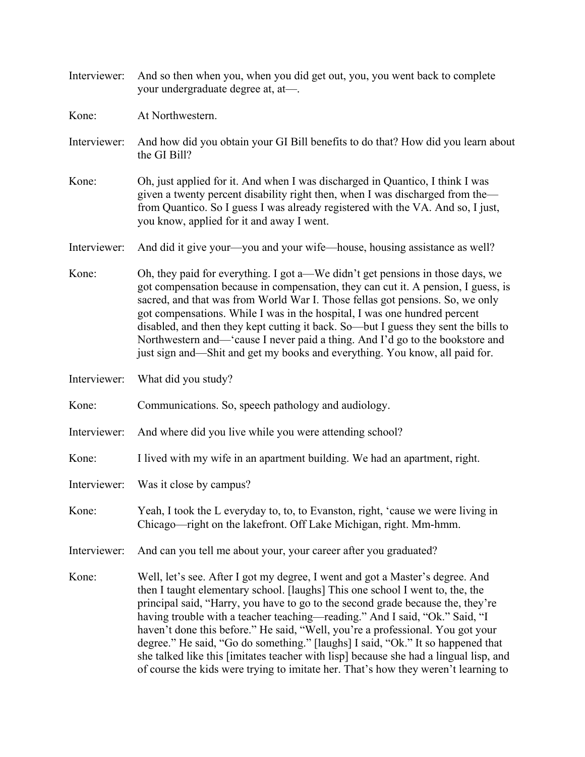Interviewer: And so then when you, when you did get out, you, you went back to complete your undergraduate degree at, at—.

Kone: At Northwestern.

Interviewer: And how did you obtain your GI Bill benefits to do that? How did you learn about the GI Bill?

Kone: Oh, just applied for it. And when I was discharged in Quantico, I think I was given a twenty percent disability right then, when I was discharged from the—from Quantico. So I guess I was already registered with the VA. And so, I just, you know, applied for it and away I went.

Interviewer: And did it give your—you and your wife—house, housing assistance as well?

Kone: Oh, they paid for everything. I got a—We didn't get pensions in those days, we got compensation because in compensation, they can cut it. A pension, I guess, is sacred, and that was from World War I. Those fellas got pensions. So, we only got compensations. While I was in the hospital, I was one hundred percent disabled, and then they kept cutting it back. So—but I guess they sent the bills to Northwestern and—'cause I never paid a thing. And I'd go to the bookstore and just sign and—Shit and get my books and everything. You know, all paid for.

Interviewer: What did you study?

Kone: Communications. So, speech pathology and audiology.

Interviewer: And where did you live while you were attending school?

Kone: I lived with my wife in an apartment building. We had an apartment, right.

Interviewer: Was it close by campus?

Kone: Yeah, I took the L everyday to, to, to Evanston, right, 'cause we were living in Chicago—right on the lakefront. Off Lake Michigan, right. Mm-hmm.

Interviewer: And can you tell me about your, your career after you graduated?

Kone: Well, let's see. After I got my degree, I went and got a Master's degree. And then I taught elementary school. [laughs] This one school I went to, the, the principal said, "Harry, you have to go to the second grade because the, they're having trouble with a teacher teaching—reading." And I said, "Ok." Said, "I haven't done this before." He said, "Well, you're a professional. You got your degree." He said, "Go do something." [laughs] I said, "Ok." It so happened that she talked like this [imitates teacher with lisp] because she had a lingual lisp, and of course the kids were trying to imitate her. That's how they weren't learning to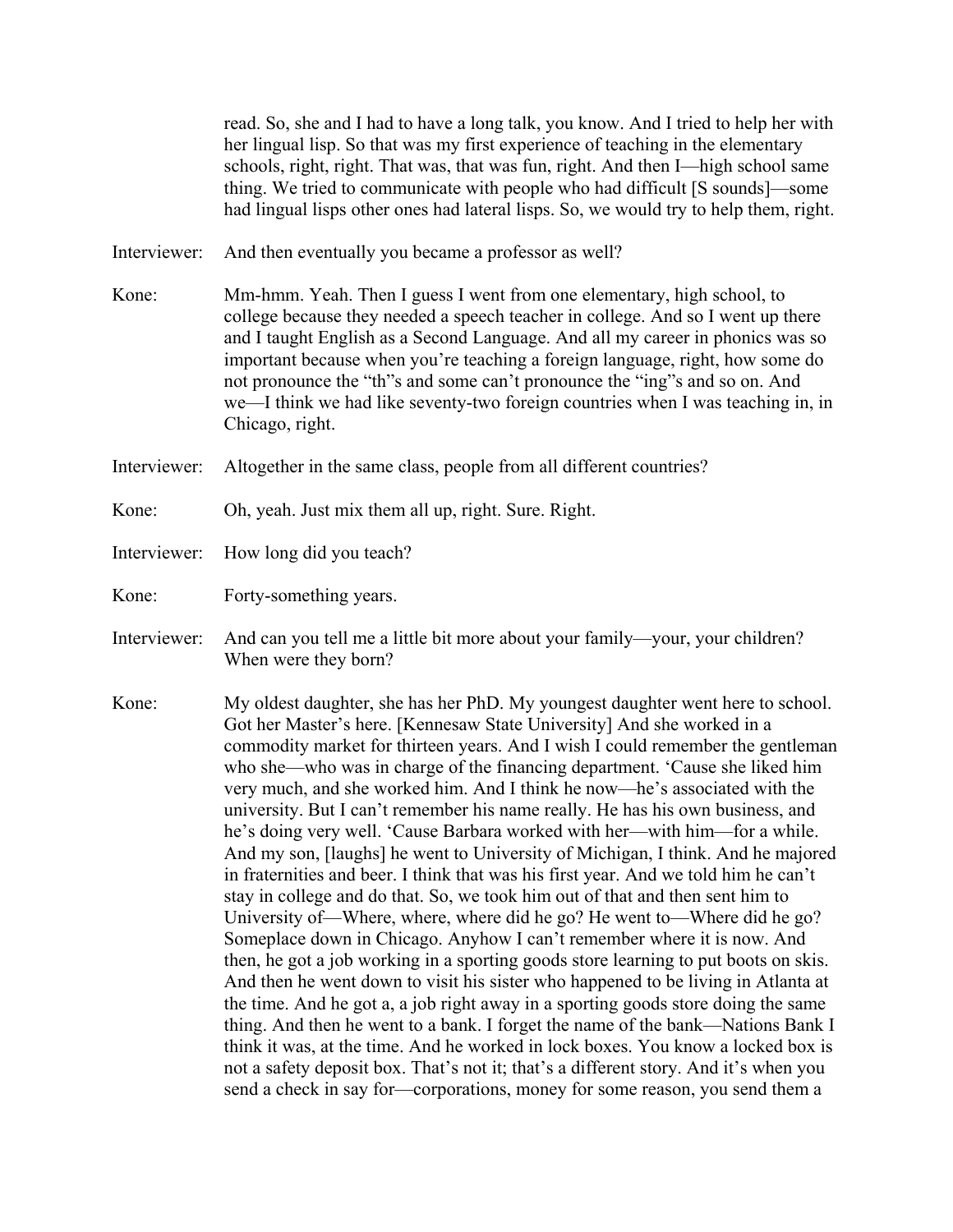read. So, she and I had to have a long talk, you know. And I tried to help her with her lingual lisp. So that was my first experience of teaching in the elementary schools, right, right. That was, that was fun, right. And then I—high school same thing. We tried to communicate with people who had difficult [S sounds]—some had lingual lisps other ones had lateral lisps. So, we would try to help them, right.

Interviewer: And then eventually you became a professor as well?

Kone: Mm-hmm. Yeah. Then I guess I went from one elementary, high school, to college because they needed a speech teacher in college. And so I went up there and I taught English as a Second Language. And all my career in phonics was so important because when you're teaching a foreign language, right, how some do not pronounce the "th"s and some can't pronounce the "ing"s and so on. And we—I think we had like seventy-two foreign countries when I was teaching in, in Chicago, right.

Interviewer: Altogether in the same class, people from all different countries?

Kone: Oh, yeah. Just mix them all up, right. Sure. Right.

Interviewer: How long did you teach?

Kone: Forty-something years.

Interviewer: And can you tell me a little bit more about your family—your, your children? When were they born?

Kone: My oldest daughter, she has her PhD. My youngest daughter went here to school. Got her Master's here. [Kennesaw State University] And she worked in a commodity market for thirteen years. And I wish I could remember the gentleman who she—who was in charge of the financing department. 'Cause she liked him very much, and she worked him. And I think he now—he's associated with the university. But I can't remember his name really. He has his own business, and he's doing very well. 'Cause Barbara worked with her—with him—for a while. And my son, [laughs] he went to University of Michigan, I think. And he majored in fraternities and beer. I think that was his first year. And we told him he can't stay in college and do that. So, we took him out of that and then sent him to University of—Where, where, where did he go? He went to—Where did he go? Someplace down in Chicago. Anyhow I can't remember where it is now. And then, he got a job working in a sporting goods store learning to put boots on skis. And then he went down to visit his sister who happened to be living in Atlanta at the time. And he got a, a job right away in a sporting goods store doing the same thing. And then he went to a bank. I forget the name of the bank—Nations Bank I think it was, at the time. And he worked in lock boxes. You know a locked box is not a safety deposit box. That's not it; that's a different story. And it's when you send a check in say for—corporations, money for some reason, you send them a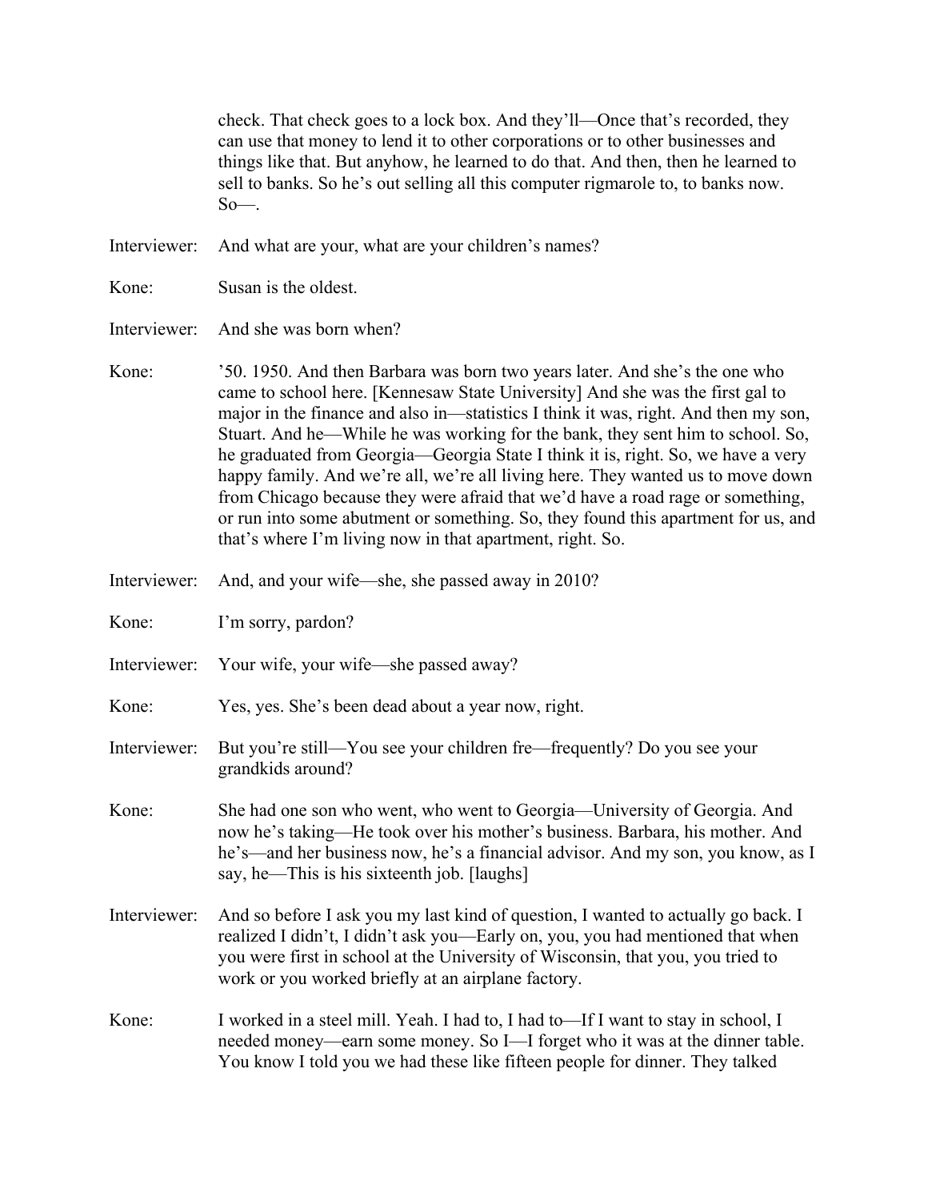check. That check goes to a lock box. And they'll—Once that's recorded, they can use that money to lend it to other corporations or to other businesses and things like that. But anyhow, he learned to do that. And then, then he learned to sell to banks. So he's out selling all this computer rigmarole to, to banks now. So—.

Interviewer: And what are your, what are your children's names?

Kone: Susan is the oldest.

Interviewer: And she was born when?

Kone: '50. 1950. And then Barbara was born two years later. And she's the one who came to school here. [Kennesaw State University] And she was the first gal to major in the finance and also in—statistics I think it was, right. And then my son, Stuart. And he—While he was working for the bank, they sent him to school. So, he graduated from Georgia—Georgia State I think it is, right. So, we have a very happy family. And we're all, we're all living here. They wanted us to move down from Chicago because they were afraid that we'd have a road rage or something, or run into some abutment or something. So, they found this apartment for us, and that's where I'm living now in that apartment, right. So.

Interviewer: And, and your wife—she, she passed away in 2010?

Kone: I'm sorry, pardon?

Interviewer: Your wife, your wife—she passed away?

Kone: Yes, yes. She's been dead about a year now, right.

Interviewer: But you're still—You see your children fre—frequently? Do you see your grandkids around?

Kone: She had one son who went, who went to Georgia—University of Georgia. And now he's taking—He took over his mother's business. Barbara, his mother. And he's—and her business now, he's a financial advisor. And my son, you know, as I say, he—This is his sixteenth job. [laughs]

Interviewer: And so before I ask you my last kind of question, I wanted to actually go back. I realized I didn't, I didn't ask you—Early on, you, you had mentioned that when you were first in school at the University of Wisconsin, that you, you tried to work or you worked briefly at an airplane factory.

Kone: I worked in a steel mill. Yeah. I had to, I had to—If I want to stay in school, I needed money—earn some money. So I—I forget who it was at the dinner table. You know I told you we had these like fifteen people for dinner. They talked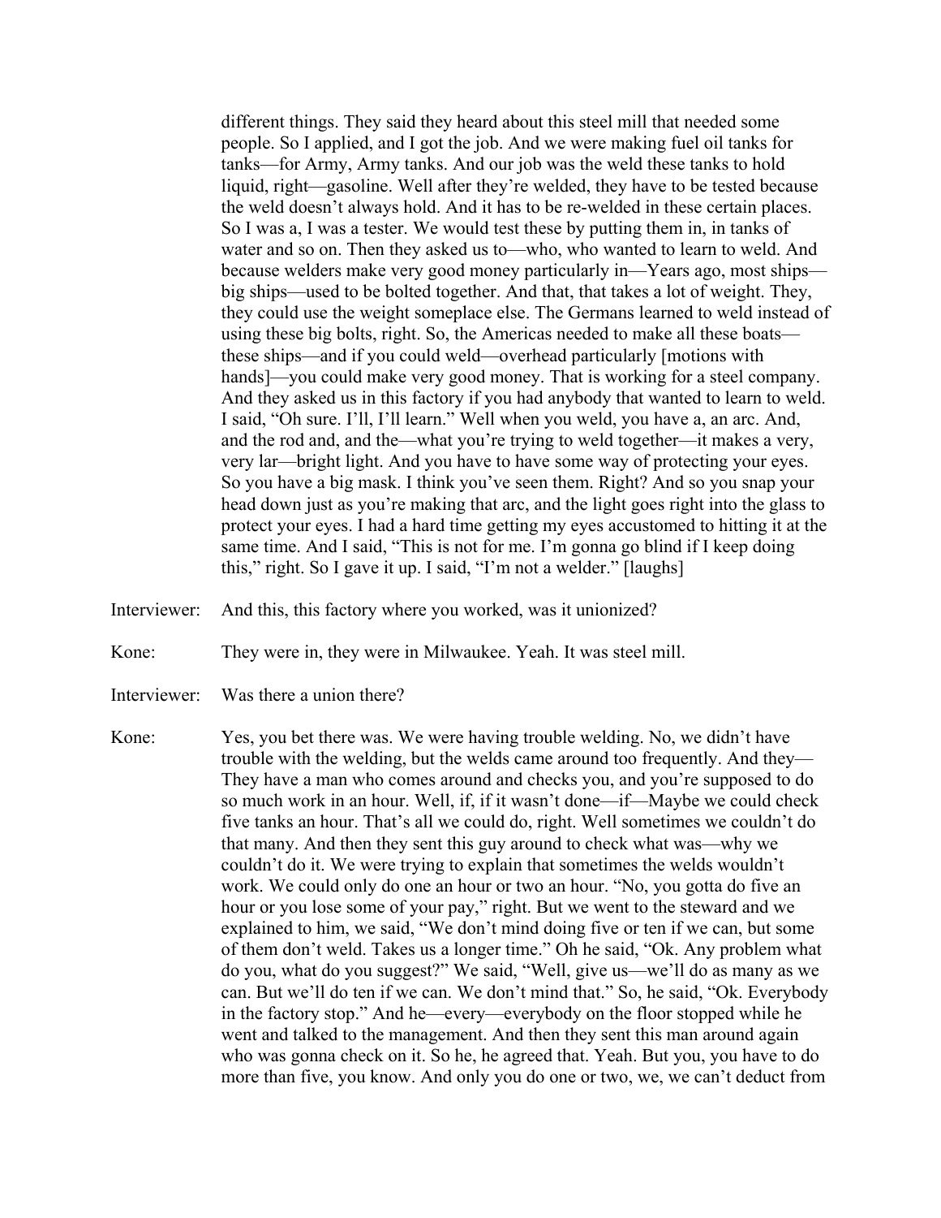different things. They said they heard about this steel mill that needed some people. So I applied, and I got the job. And we were making fuel oil tanks for tanks—for Army, Army tanks. And our job was the weld these tanks to hold liquid, right—gasoline. Well after they're welded, they have to be tested because the weld doesn't always hold. And it has to be re-welded in these certain places. So I was a, I was a tester. We would test these by putting them in, in tanks of water and so on. Then they asked us to—who, who wanted to learn to weld. And because welders make very good money particularly in—Years ago, most ships—big ships—used to be bolted together. And that, that takes a lot of weight. They, they could use the weight someplace else. The Germans learned to weld instead of using these big bolts, right. So, the Americas needed to make all these boats—these ships—and if you could weld—overhead particularly [motions with hands]—you could make very good money. That is working for a steel company. And they asked us in this factory if you had anybody that wanted to learn to weld. I said, "Oh sure. I'll, I'll learn." Well when you weld, you have a, an arc. And, and the rod and, and the—what you're trying to weld together—it makes a very, very lar—bright light. And you have to have some way of protecting your eyes. So you have a big mask. I think you've seen them. Right? And so you snap your head down just as you're making that arc, and the light goes right into the glass to protect your eyes. I had a hard time getting my eyes accustomed to hitting it at the same time. And I said, "This is not for me. I'm gonna go blind if I keep doing this," right. So I gave it up. I said, "I'm not a welder." [laughs]

Interviewer: And this, this factory where you worked, was it unionized?

Kone: They were in, they were in Milwaukee. Yeah. It was steel mill.

Interviewer: Was there a union there?

Kone: Yes, you bet there was. We were having trouble welding. No, we didn't have trouble with the welding, but the welds came around too frequently. And they—They have a man who comes around and checks you, and you're supposed to do so much work in an hour. Well, if, if it wasn't done—if—Maybe we could check five tanks an hour. That's all we could do, right. Well sometimes we couldn't do that many. And then they sent this guy around to check what was—why we couldn't do it. We were trying to explain that sometimes the welds wouldn't work. We could only do one an hour or two an hour. "No, you gotta do five an hour or you lose some of your pay," right. But we went to the steward and we explained to him, we said, "We don't mind doing five or ten if we can, but some of them don't weld. Takes us a longer time." Oh he said, "Ok. Any problem what do you, what do you suggest?" We said, "Well, give us—we'll do as many as we can. But we'll do ten if we can. We don't mind that." So, he said, "Ok. Everybody in the factory stop." And he—every—everybody on the floor stopped while he went and talked to the management. And then they sent this man around again who was gonna check on it. So he, he agreed that. Yeah. But you, you have to do more than five, you know. And only you do one or two, we, we can't deduct from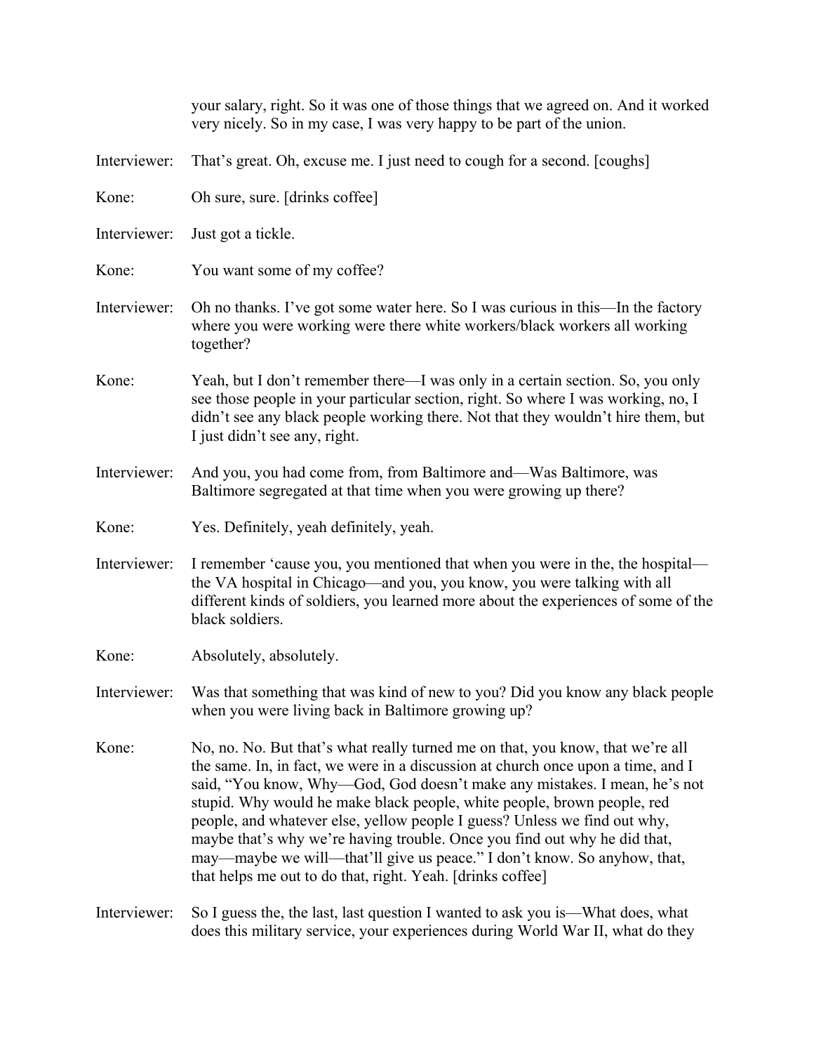your salary, right. So it was one of those things that we agreed on. And it worked very nicely. So in my case, I was very happy to be part of the union.

Interviewer: That's great. Oh, excuse me. I just need to cough for a second. [coughs]

Kone: Oh sure, sure. [drinks coffee]

Interviewer: Just got a tickle.

Kone: You want some of my coffee?

Interviewer: Oh no thanks. I've got some water here. So I was curious in this—In the factory where you were working were there white workers/black workers all working together?

Kone: Yeah, but I don't remember there—I was only in a certain section. So, you only see those people in your particular section, right. So where I was working, no, I didn't see any black people working there. Not that they wouldn't hire them, but I just didn't see any, right.

Interviewer: And you, you had come from, from Baltimore and—Was Baltimore, was Baltimore segregated at that time when you were growing up there?

Kone: Yes. Definitely, yeah definitely, yeah.

Interviewer: I remember 'cause you, you mentioned that when you were in the, the hospital—the VA hospital in Chicago—and you, you know, you were talking with all different kinds of soldiers, you learned more about the experiences of some of the black soldiers.

Kone: Absolutely, absolutely.

Interviewer: Was that something that was kind of new to you? Did you know any black people when you were living back in Baltimore growing up?

Kone: No, no. No. But that's what really turned me on that, you know, that we're all the same. In, in fact, we were in a discussion at church once upon a time, and I said, "You know, Why—God, God doesn't make any mistakes. I mean, he's not stupid. Why would he make black people, white people, brown people, red people, and whatever else, yellow people I guess? Unless we find out why, maybe that's why we're having trouble. Once you find out why he did that, may—maybe we will—that'll give us peace." I don't know. So anyhow, that, that helps me out to do that, right. Yeah. [drinks coffee]

Interviewer: So I guess the, the last, last question I wanted to ask you is—What does, what does this military service, your experiences during World War II, what do they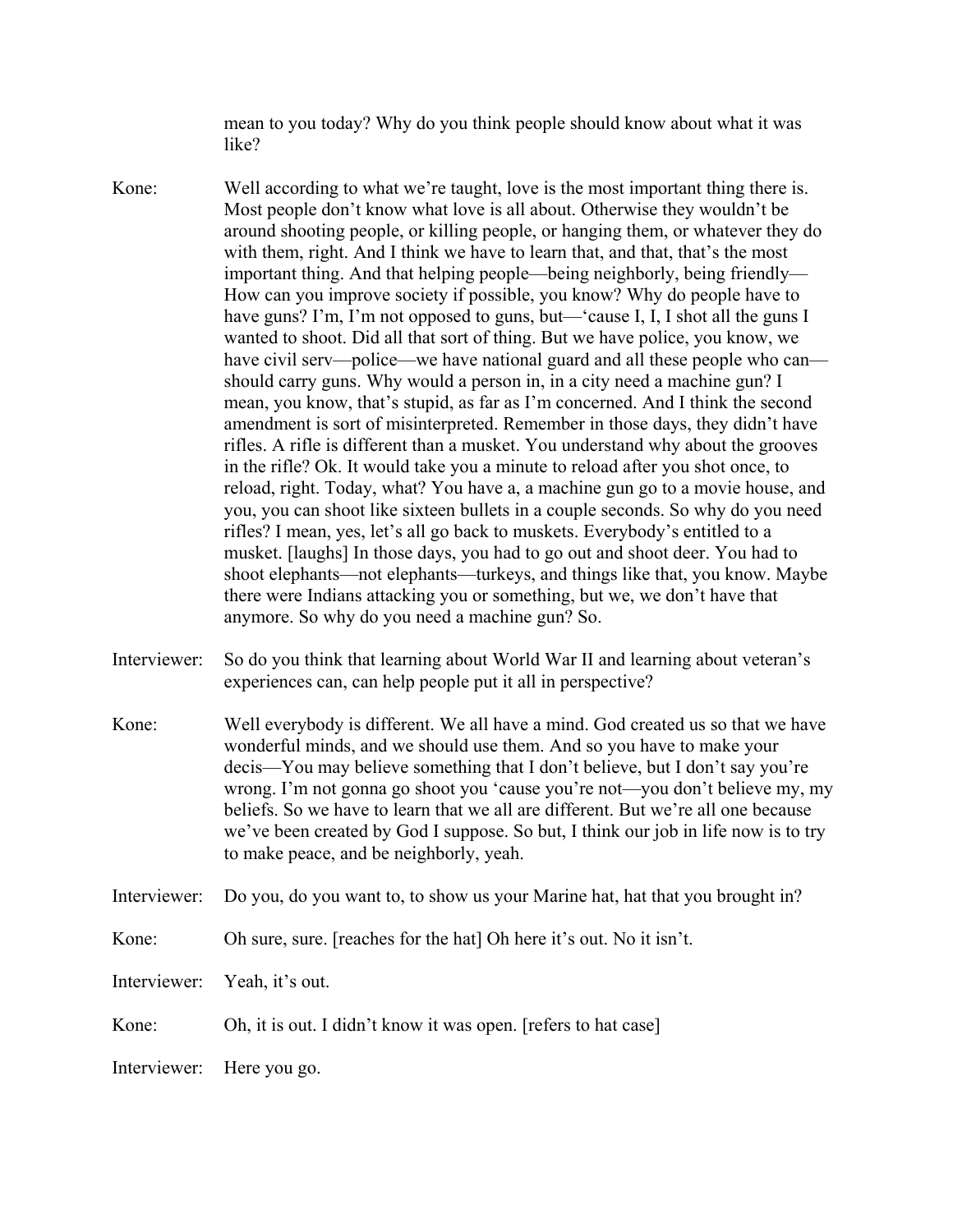mean to you today? Why do you think people should know about what it was like?

Kone: Well according to what we're taught, love is the most important thing there is. Most people don't know what love is all about. Otherwise they wouldn't be around shooting people, or killing people, or hanging them, or whatever they do with them, right. And I think we have to learn that, and that, that's the most important thing. And that helping people—being neighborly, being friendly—How can you improve society if possible, you know? Why do people have to have guns? I'm, I'm not opposed to guns, but—'cause I, I, I shot all the guns I wanted to shoot. Did all that sort of thing. But we have police, you know, we have civil serv—police—we have national guard and all these people who can—should carry guns. Why would a person in, in a city need a machine gun? I mean, you know, that's stupid, as far as I'm concerned. And I think the second amendment is sort of misinterpreted. Remember in those days, they didn't have rifles. A rifle is different than a musket. You understand why about the grooves in the rifle? Ok. It would take you a minute to reload after you shot once, to reload, right. Today, what? You have a, a machine gun go to a movie house, and you, you can shoot like sixteen bullets in a couple seconds. So why do you need rifles? I mean, yes, let's all go back to muskets. Everybody's entitled to a musket. [laughs] In those days, you had to go out and shoot deer. You had to shoot elephants—not elephants—turkeys, and things like that, you know. Maybe there were Indians attacking you or something, but we, we don't have that anymore. So why do you need a machine gun? So.

Interviewer: So do you think that learning about World War II and learning about veteran's experiences can, can help people put it all in perspective?

Kone: Well everybody is different. We all have a mind. God created us so that we have wonderful minds, and we should use them. And so you have to make your decis—You may believe something that I don't believe, but I don't say you're wrong. I'm not gonna go shoot you 'cause you're not—you don't believe my, my beliefs. So we have to learn that we all are different. But we're all one because we've been created by God I suppose. So but, I think our job in life now is to try to make peace, and be neighborly, yeah.

Interviewer: Do you, do you want to, to show us your Marine hat, hat that you brought in?

Kone: Oh sure, sure. [reaches for the hat] Oh here it's out. No it isn't.

Interviewer: Yeah, it's out.

Kone: Oh, it is out. I didn't know it was open. [refers to hat case]

Interviewer: Here you go.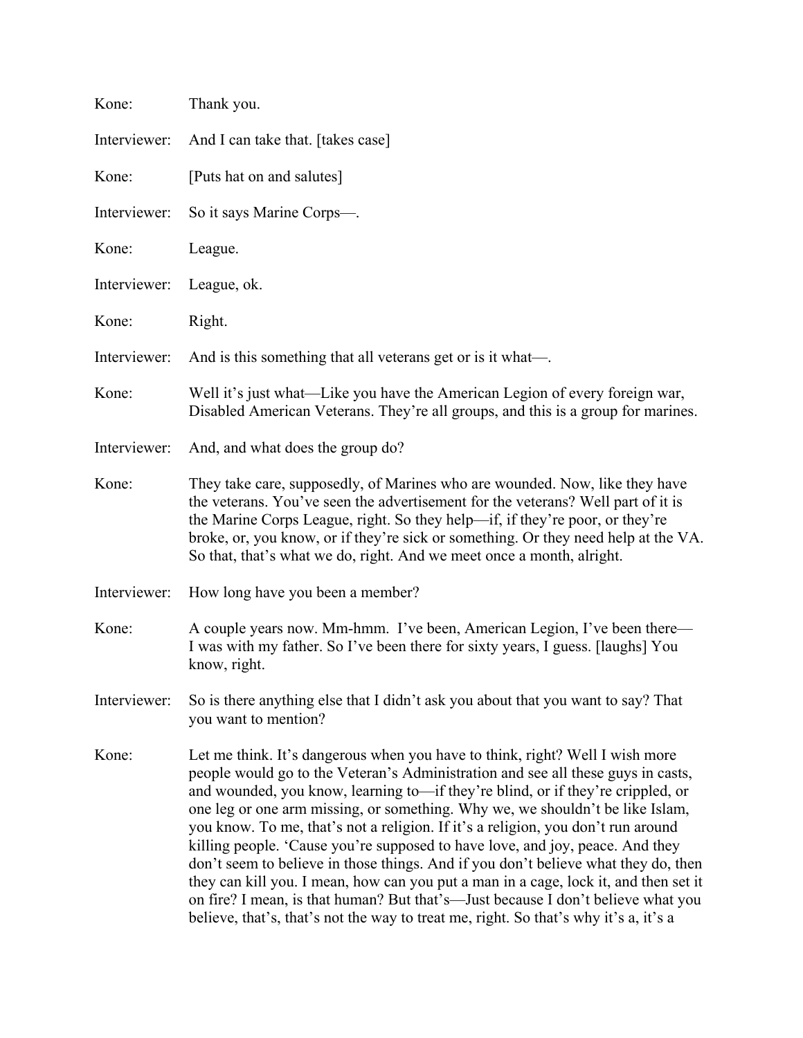Kone: Thank you.

Interviewer: And I can take that. [takes case]

Kone: [Puts hat on and salutes]

Interviewer: So it says Marine Corps—.

Kone: League.

Interviewer: League, ok.

Kone: Right.

Interviewer: And is this something that all veterans get or is it what—.

Kone: Well it's just what—Like you have the American Legion of every foreign war, Disabled American Veterans. They're all groups, and this is a group for marines.

Interviewer: And, and what does the group do?

Kone: They take care, supposedly, of Marines who are wounded. Now, like they have the veterans. You've seen the advertisement for the veterans? Well part of it is the Marine Corps League, right. So they help—if, if they're poor, or they're broke, or, you know, or if they're sick or something. Or they need help at the VA. So that, that's what we do, right. And we meet once a month, alright.

Interviewer: How long have you been a member?

Kone: A couple years now. Mm-hmm. I've been, American Legion, I've been there—I was with my father. So I've been there for sixty years, I guess. [laughs] You know, right.

Interviewer: So is there anything else that I didn't ask you about that you want to say? That you want to mention?

Kone: Let me think. It's dangerous when you have to think, right? Well I wish more people would go to the Veteran's Administration and see all these guys in casts, and wounded, you know, learning to—if they're blind, or if they're crippled, or one leg or one arm missing, or something. Why we, we shouldn't be like Islam, you know. To me, that's not a religion. If it's a religion, you don't run around killing people. 'Cause you're supposed to have love, and joy, peace. And they don't seem to believe in those things. And if you don't believe what they do, then they can kill you. I mean, how can you put a man in a cage, lock it, and then set it on fire? I mean, is that human? But that's—Just because I don't believe what you believe, that's, that's not the way to treat me, right. So that's why it's a, it's a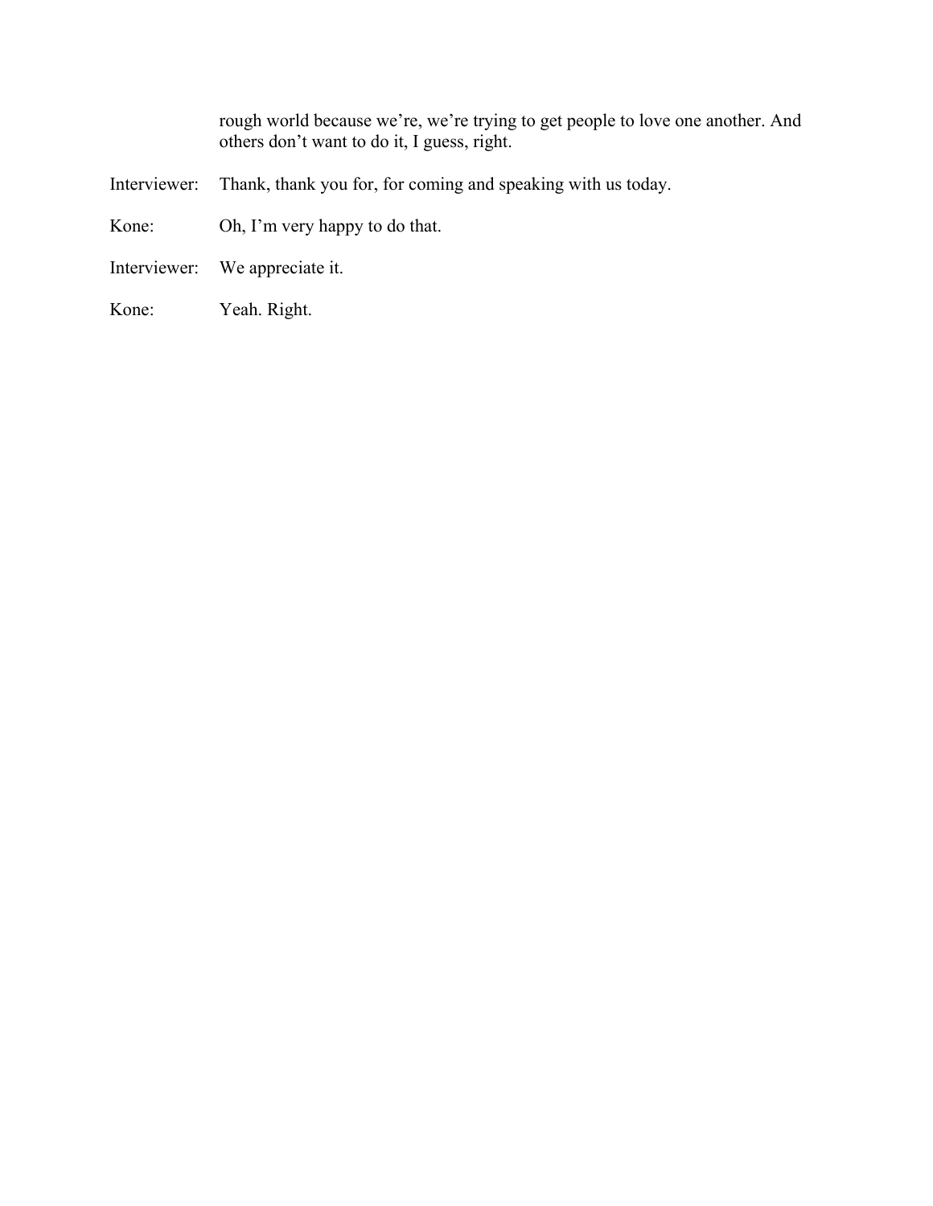rough world because we're, we're trying to get people to love one another. And others don't want to do it, I guess, right.

Interviewer: Thank, thank you for, for coming and speaking with us today.

Kone: Oh, I'm very happy to do that.

Interviewer: We appreciate it.

Kone: Yeah. Right.